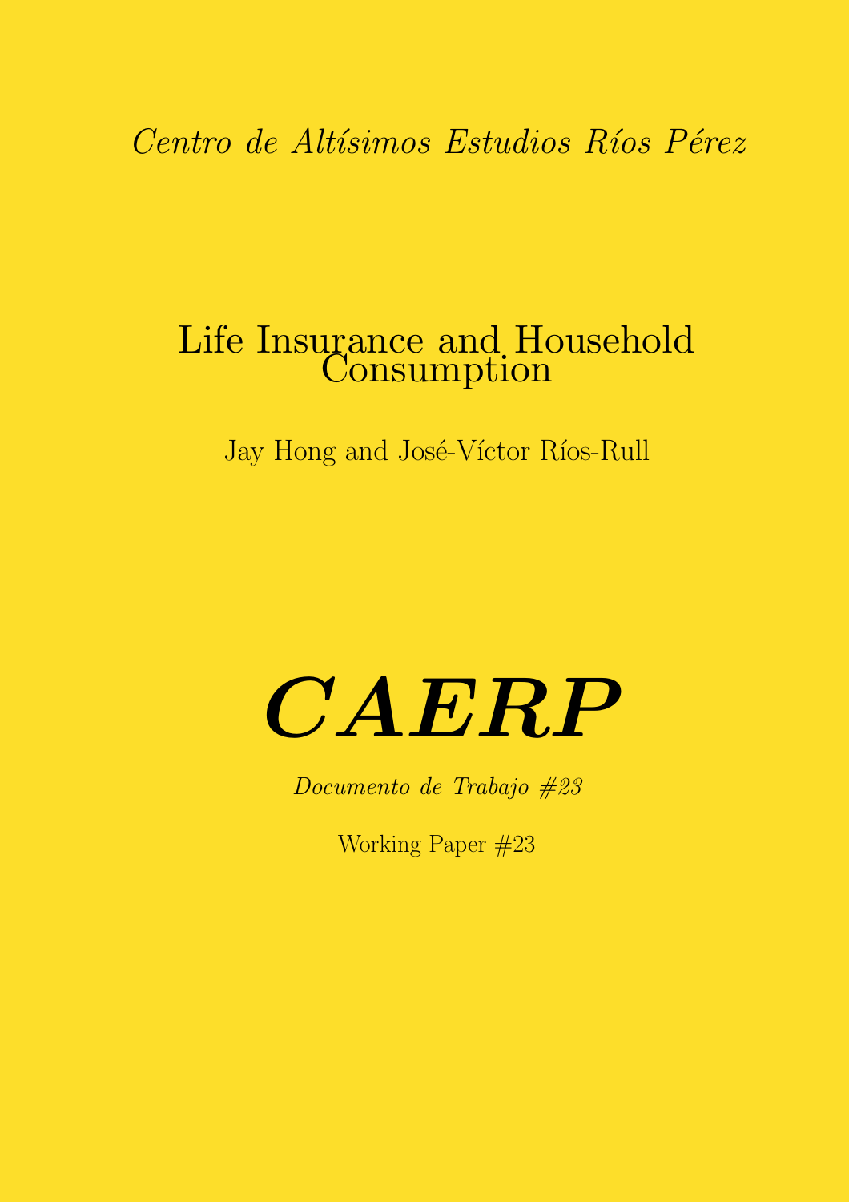*Centro de Altísimos Estudios Ríos Pérez*

# Life Insurance and Household Consumption

Jay Hong and José-Víctor Ríos-Rull

# ***CAERP***

*Documento de Trabajo #23*

Working Paper #23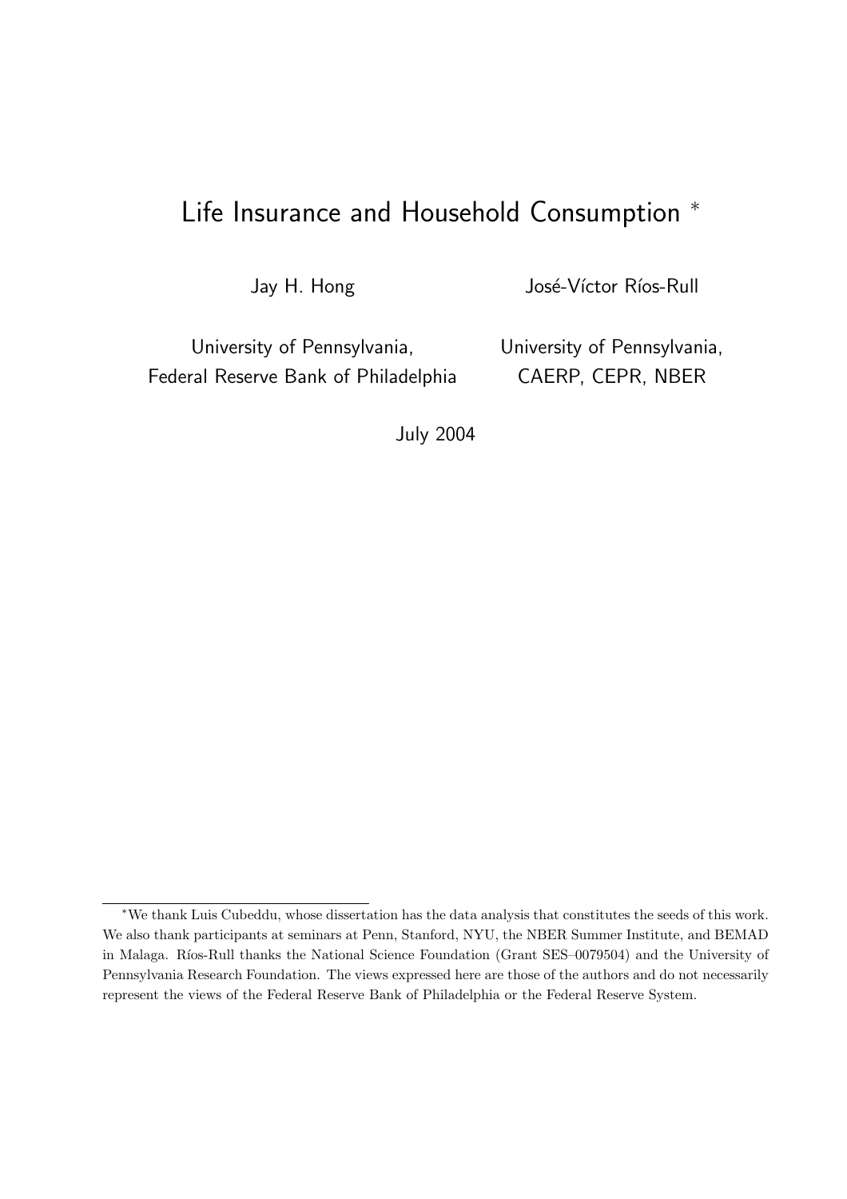# Life Insurance and Household Consumption [*]

Jay H. Hong

University of Pennsylvania,
Federal Reserve Bank of Philadelphia

José-Víctor Ríos-Rull

University of Pennsylvania,
CAERP, CEPR, NBER

July 2004

---

[*] We thank Luis Cubeddu, whose dissertation has the data analysis that constitutes the seeds of this work. We also thank participants at seminars at Penn, Stanford, NYU, the NBER Summer Institute, and BEMAD in Malaga. Ríos-Rull thanks the National Science Foundation (Grant SES–0079504) and the University of Pennsylvania Research Foundation. The views expressed here are those of the authors and do not necessarily represent the views of the Federal Reserve Bank of Philadelphia or the Federal Reserve System.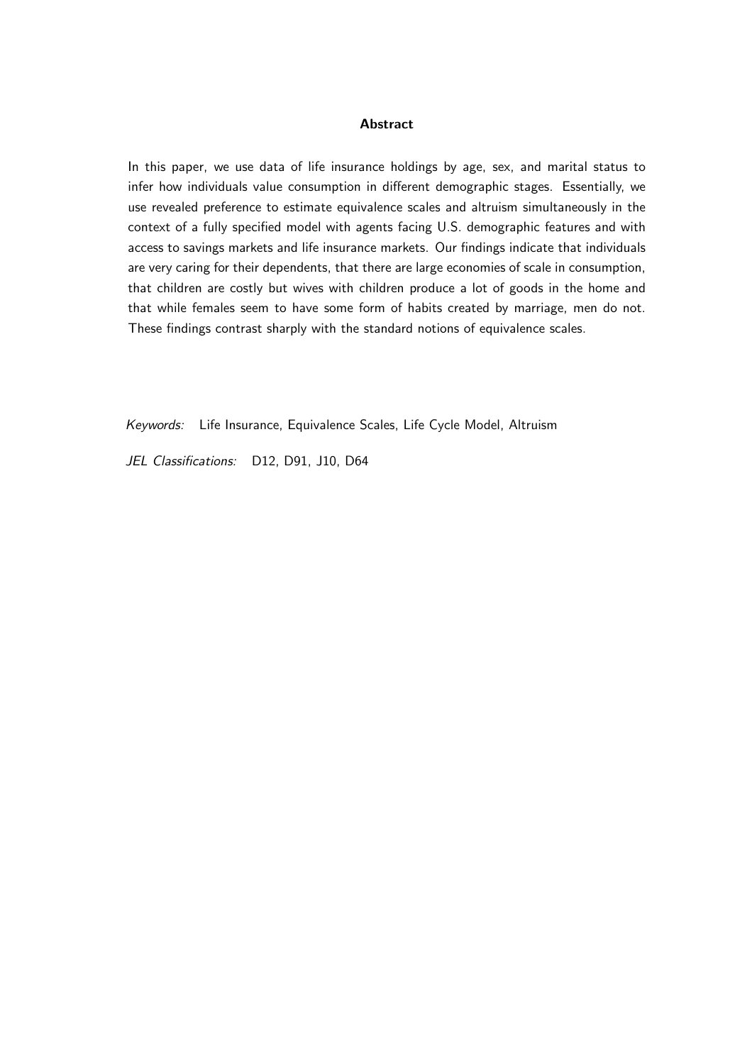## Abstract

In this paper, we use data of life insurance holdings by age, sex, and marital status to infer how individuals value consumption in different demographic stages. Essentially, we use revealed preference to estimate equivalence scales and altruism simultaneously in the context of a fully specified model with agents facing U.S. demographic features and with access to savings markets and life insurance markets. Our findings indicate that individuals are very caring for their dependents, that there are large economies of scale in consumption, that children are costly but wives with children produce a lot of goods in the home and that while females seem to have some form of habits created by marriage, men do not. These findings contrast sharply with the standard notions of equivalence scales.

*Keywords:* Life Insurance, Equivalence Scales, Life Cycle Model, Altruism

*JEL Classifications:* D12, D91, J10, D64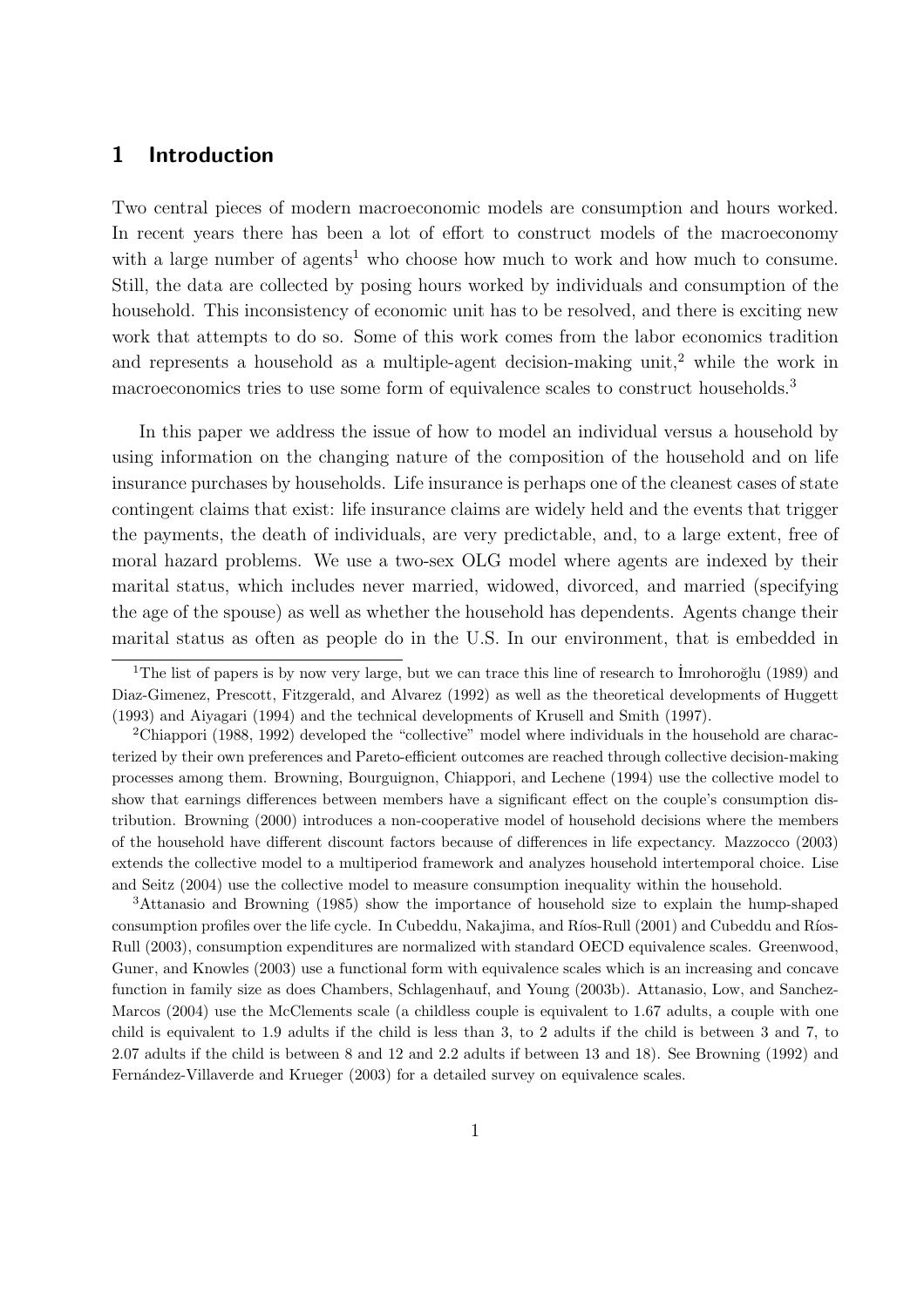## 1 Introduction

Two central pieces of modern macroeconomic models are consumption and hours worked. In recent years there has been a lot of effort to construct models of the macroeconomy with a large number of agents[1] who choose how much to work and how much to consume. Still, the data are collected by posing hours worked by individuals and consumption of the household. This inconsistency of economic unit has to be resolved, and there is exciting new work that attempts to do so. Some of this work comes from the labor economics tradition and represents a household as a multiple-agent decision-making unit,[2] while the work in macroeconomics tries to use some form of equivalence scales to construct households.[3]

In this paper we address the issue of how to model an individual versus a household by using information on the changing nature of the composition of the household and on life insurance purchases by households. Life insurance is perhaps one of the cleanest cases of state contingent claims that exist: life insurance claims are widely held and the events that trigger the payments, the death of individuals, are very predictable, and, to a large extent, free of moral hazard problems. We use a two-sex OLG model where agents are indexed by their marital status, which includes never married, widowed, divorced, and married (specifying the age of the spouse) as well as whether the household has dependents. Agents change their marital status as often as people do in the U.S. In our environment, that is embedded in

---

[1] The list of papers is by now very large, but we can trace this line of research to İmrohoroğlu (1989) and Diaz-Gimenez, Prescott, Fitzgerald, and Alvarez (1992) as well as the theoretical developments of Huggett (1993) and Aiyagari (1994) and the technical developments of Krusell and Smith (1997).

[2] Chiappori (1988, 1992) developed the "collective" model where individuals in the household are characterized by their own preferences and Pareto-efficient outcomes are reached through collective decision-making processes among them. Browning, Bourguignon, Chiappori, and Lechene (1994) use the collective model to show that earnings differences between members have a significant effect on the couple's consumption distribution. Browning (2000) introduces a non-cooperative model of household decisions where the members of the household have different discount factors because of differences in life expectancy. Mazzocco (2003) extends the collective model to a multiperiod framework and analyzes household intertemporal choice. Lise and Seitz (2004) use the collective model to measure consumption inequality within the household.

[3] Attanasio and Browning (1985) show the importance of household size to explain the hump-shaped consumption profiles over the life cycle. In Cubeddu, Nakajima, and Ríos-Rull (2001) and Cubeddu and Ríos-Rull (2003), consumption expenditures are normalized with standard OECD equivalence scales. Greenwood, Guner, and Knowles (2003) use a functional form with equivalence scales which is an increasing and concave function in family size as does Chambers, Schlagenhauf, and Young (2003b). Attanasio, Low, and Sanchez-Marcos (2004) use the McClements scale (a childless couple is equivalent to 1.67 adults, a couple with one child is equivalent to 1.9 adults if the child is less than 3, to 2 adults if the child is between 3 and 7, to 2.07 adults if the child is between 8 and 12 and 2.2 adults if between 13 and 18). See Browning (1992) and Fernández-Villaverde and Krueger (2003) for a detailed survey on equivalence scales.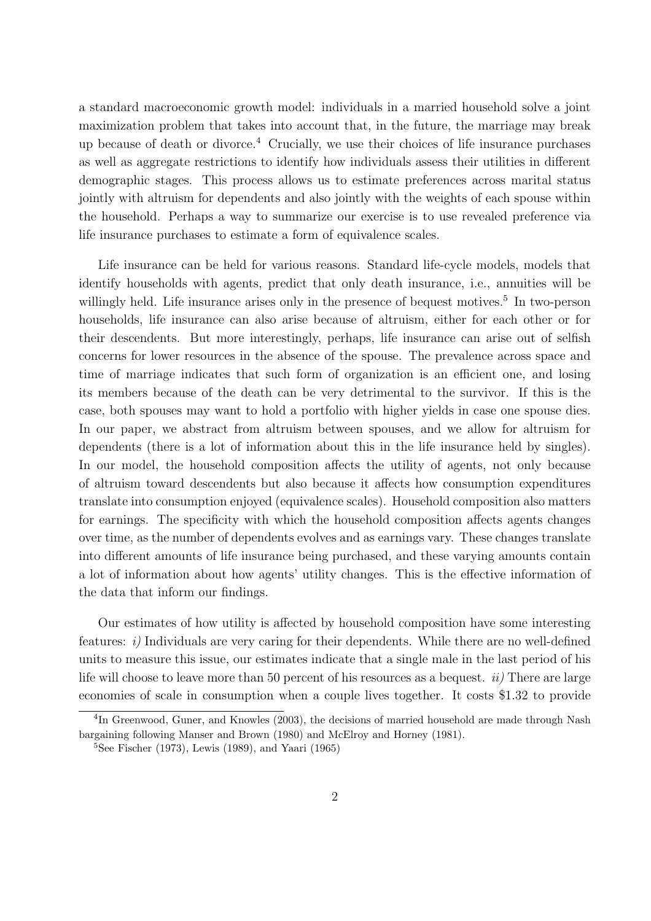a standard macroeconomic growth model: individuals in a married household solve a joint maximization problem that takes into account that, in the future, the marriage may break up because of death or divorce.[4] Crucially, we use their choices of life insurance purchases as well as aggregate restrictions to identify how individuals assess their utilities in different demographic stages. This process allows us to estimate preferences across marital status jointly with altruism for dependents and also jointly with the weights of each spouse within the household. Perhaps a way to summarize our exercise is to use revealed preference via life insurance purchases to estimate a form of equivalence scales.

Life insurance can be held for various reasons. Standard life-cycle models, models that identify households with agents, predict that only death insurance, i.e., annuities will be willingly held. Life insurance arises only in the presence of bequest motives.[5] In two-person households, life insurance can also arise because of altruism, either for each other or for their descendents. But more interestingly, perhaps, life insurance can arise out of selfish concerns for lower resources in the absence of the spouse. The prevalence across space and time of marriage indicates that such form of organization is an efficient one, and losing its members because of the death can be very detrimental to the survivor. If this is the case, both spouses may want to hold a portfolio with higher yields in case one spouse dies. In our paper, we abstract from altruism between spouses, and we allow for altruism for dependents (there is a lot of information about this in the life insurance held by singles). In our model, the household composition affects the utility of agents, not only because of altruism toward descendents but also because it affects how consumption expenditures translate into consumption enjoyed (equivalence scales). Household composition also matters for earnings. The specificity with which the household composition affects agents changes over time, as the number of dependents evolves and as earnings vary. These changes translate into different amounts of life insurance being purchased, and these varying amounts contain a lot of information about how agents' utility changes. This is the effective information of the data that inform our findings.

Our estimates of how utility is affected by household composition have some interesting features: *i)* Individuals are very caring for their dependents. While there are no well-defined units to measure this issue, our estimates indicate that a single male in the last period of his life will choose to leave more than 50 percent of his resources as a bequest. *ii)* There are large economies of scale in consumption when a couple lives together. It costs \$1.32 to provide

[4] In Greenwood, Guner, and Knowles (2003), the decisions of married household are made through Nash bargaining following Manser and Brown (1980) and McElroy and Horney (1981).

[5] See Fischer (1973), Lewis (1989), and Yaari (1965)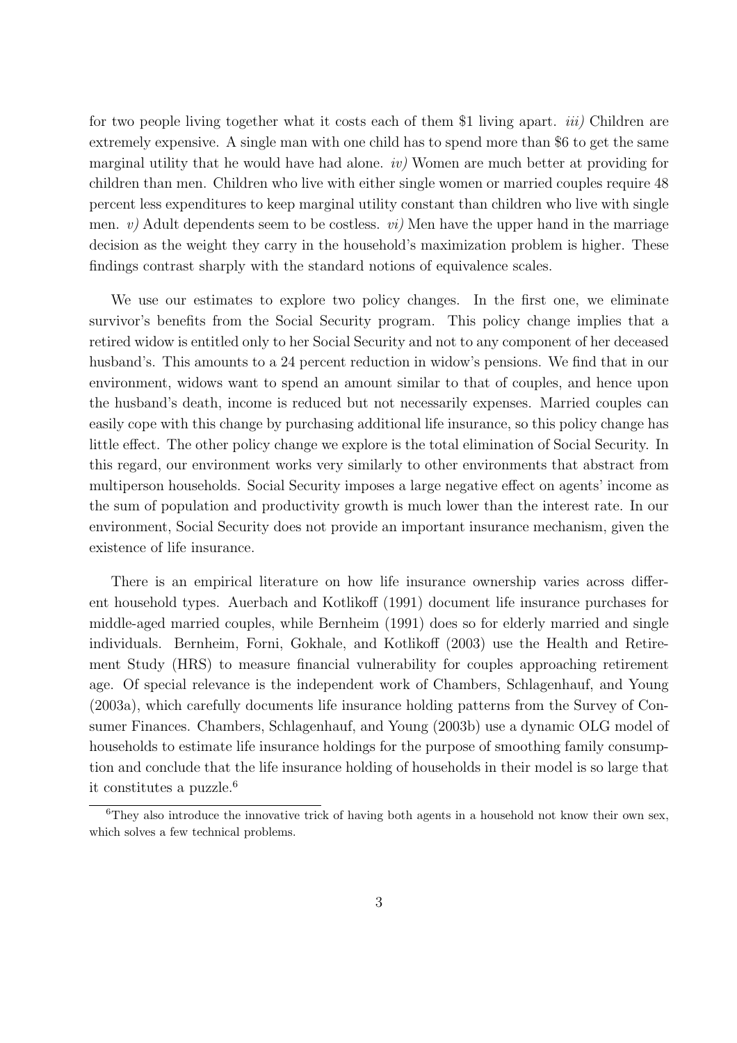for two people living together what it costs each of them \$1 living apart. *iii)* Children are extremely expensive. A single man with one child has to spend more than \$6 to get the same marginal utility that he would have had alone. *iv)* Women are much better at providing for children than men. Children who live with either single women or married couples require 48 percent less expenditures to keep marginal utility constant than children who live with single men. *v)* Adult dependents seem to be costless. *vi)* Men have the upper hand in the marriage decision as the weight they carry in the household's maximization problem is higher. These findings contrast sharply with the standard notions of equivalence scales.

We use our estimates to explore two policy changes. In the first one, we eliminate survivor's benefits from the Social Security program. This policy change implies that a retired widow is entitled only to her Social Security and not to any component of her deceased husband's. This amounts to a 24 percent reduction in widow's pensions. We find that in our environment, widows want to spend an amount similar to that of couples, and hence upon the husband's death, income is reduced but not necessarily expenses. Married couples can easily cope with this change by purchasing additional life insurance, so this policy change has little effect. The other policy change we explore is the total elimination of Social Security. In this regard, our environment works very similarly to other environments that abstract from multiperson households. Social Security imposes a large negative effect on agents' income as the sum of population and productivity growth is much lower than the interest rate. In our environment, Social Security does not provide an important insurance mechanism, given the existence of life insurance.

There is an empirical literature on how life insurance ownership varies across different household types. Auerbach and Kotlikoff (1991) document life insurance purchases for middle-aged married couples, while Bernheim (1991) does so for elderly married and single individuals. Bernheim, Forni, Gokhale, and Kotlikoff (2003) use the Health and Retirement Study (HRS) to measure financial vulnerability for couples approaching retirement age. Of special relevance is the independent work of Chambers, Schlagenhauf, and Young (2003a), which carefully documents life insurance holding patterns from the Survey of Consumer Finances. Chambers, Schlagenhauf, and Young (2003b) use a dynamic OLG model of households to estimate life insurance holdings for the purpose of smoothing family consumption and conclude that the life insurance holding of households in their model is so large that it constitutes a puzzle.[6]

[6] They also introduce the innovative trick of having both agents in a household not know their own sex, which solves a few technical problems.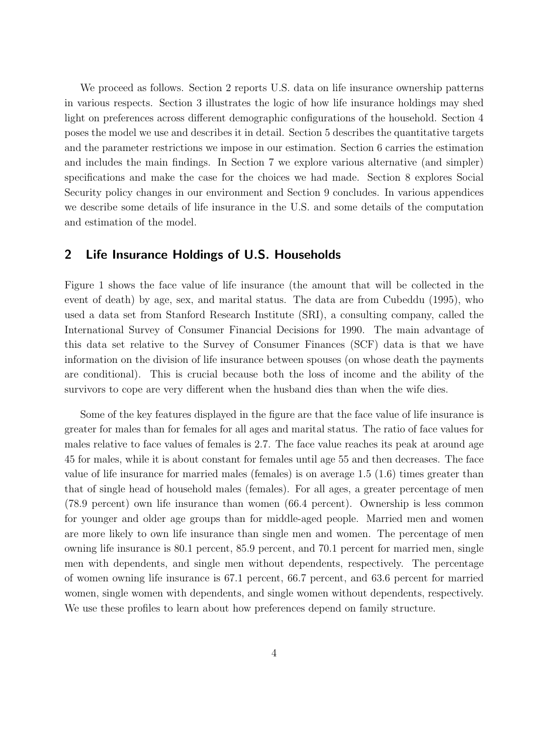We proceed as follows. Section 2 reports U.S. data on life insurance ownership patterns in various respects. Section 3 illustrates the logic of how life insurance holdings may shed light on preferences across different demographic configurations of the household. Section 4 poses the model we use and describes it in detail. Section 5 describes the quantitative targets and the parameter restrictions we impose in our estimation. Section 6 carries the estimation and includes the main findings. In Section 7 we explore various alternative (and simpler) specifications and make the case for the choices we had made. Section 8 explores Social Security policy changes in our environment and Section 9 concludes. In various appendices we describe some details of life insurance in the U.S. and some details of the computation and estimation of the model.

## 2 Life Insurance Holdings of U.S. Households

Figure 1 shows the face value of life insurance (the amount that will be collected in the event of death) by age, sex, and marital status. The data are from Cubeddu (1995), who used a data set from Stanford Research Institute (SRI), a consulting company, called the International Survey of Consumer Financial Decisions for 1990. The main advantage of this data set relative to the Survey of Consumer Finances (SCF) data is that we have information on the division of life insurance between spouses (on whose death the payments are conditional). This is crucial because both the loss of income and the ability of the survivors to cope are very different when the husband dies than when the wife dies.

Some of the key features displayed in the figure are that the face value of life insurance is greater for males than for females for all ages and marital status. The ratio of face values for males relative to face values of females is 2.7. The face value reaches its peak at around age 45 for males, while it is about constant for females until age 55 and then decreases. The face value of life insurance for married males (females) is on average 1.5 (1.6) times greater than that of single head of household males (females). For all ages, a greater percentage of men (78.9 percent) own life insurance than women (66.4 percent). Ownership is less common for younger and older age groups than for middle-aged people. Married men and women are more likely to own life insurance than single men and women. The percentage of men owning life insurance is 80.1 percent, 85.9 percent, and 70.1 percent for married men, single men with dependents, and single men without dependents, respectively. The percentage of women owning life insurance is 67.1 percent, 66.7 percent, and 63.6 percent for married women, single women with dependents, and single women without dependents, respectively. We use these profiles to learn about how preferences depend on family structure.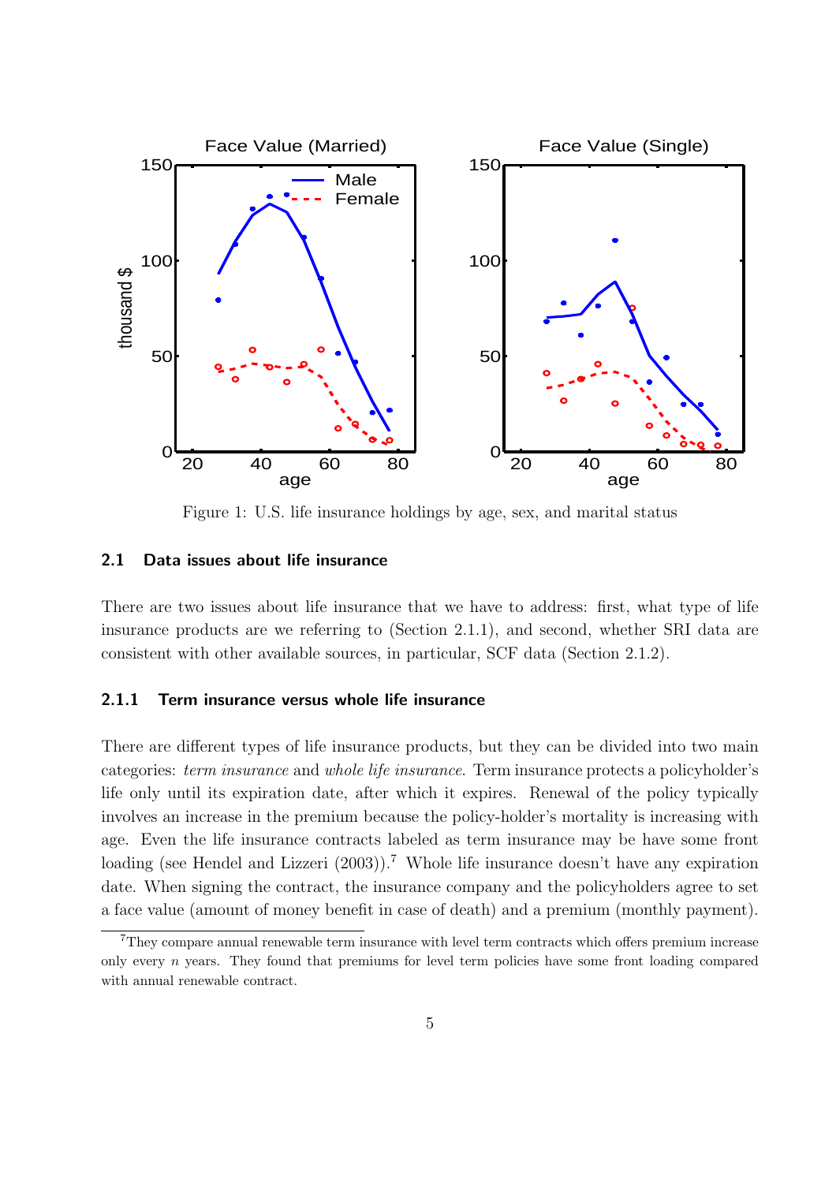Figure 1: U.S. life insurance holdings by age, sex, and marital status

### 2.1 Data issues about life insurance

There are two issues about life insurance that we have to address: first, what type of life insurance products are we referring to (Section 2.1.1), and second, whether SRI data are consistent with other available sources, in particular, SCF data (Section 2.1.2).

#### 2.1.1 Term insurance versus whole life insurance

There are different types of life insurance products, but they can be divided into two main categories: *term insurance* and *whole life insurance*. Term insurance protects a policyholder's life only until its expiration date, after which it expires. Renewal of the policy typically involves an increase in the premium because the policy-holder's mortality is increasing with age. Even the life insurance contracts labeled as term insurance may be have some front loading (see Hendel and Lizzeri (2003)).[7] Whole life insurance doesn't have any expiration date. When signing the contract, the insurance company and the policyholders agree to set a face value (amount of money benefit in case of death) and a premium (monthly payment).

[7] They compare annual renewable term insurance with level term contracts which offers premium increase only every $n$ years. They found that premiums for level term policies have some front loading compared with annual renewable contract.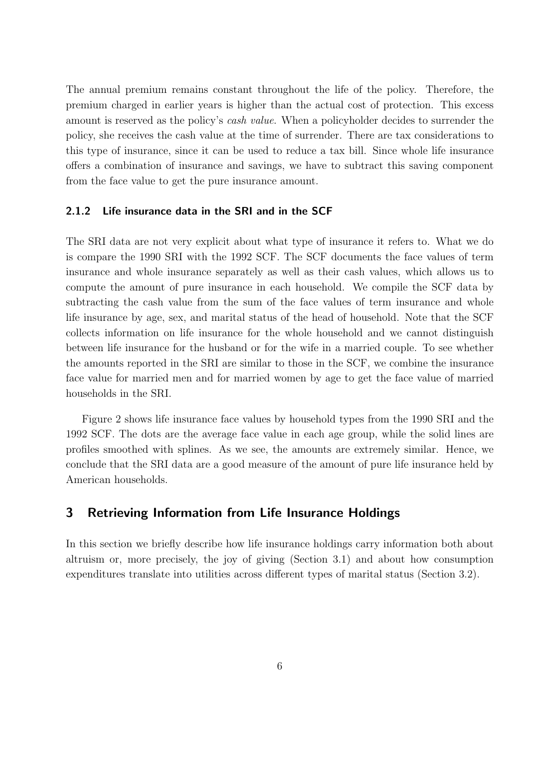The annual premium remains constant throughout the life of the policy. Therefore, the premium charged in earlier years is higher than the actual cost of protection. This excess amount is reserved as the policy's *cash value*. When a policyholder decides to surrender the policy, she receives the cash value at the time of surrender. There are tax considerations to this type of insurance, since it can be used to reduce a tax bill. Since whole life insurance offers a combination of insurance and savings, we have to subtract this saving component from the face value to get the pure insurance amount.

### 2.1.2 Life insurance data in the SRI and in the SCF

The SRI data are not very explicit about what type of insurance it refers to. What we do is compare the 1990 SRI with the 1992 SCF. The SCF documents the face values of term insurance and whole insurance separately as well as their cash values, which allows us to compute the amount of pure insurance in each household. We compile the SCF data by subtracting the cash value from the sum of the face values of term insurance and whole life insurance by age, sex, and marital status of the head of household. Note that the SCF collects information on life insurance for the whole household and we cannot distinguish between life insurance for the husband or for the wife in a married couple. To see whether the amounts reported in the SRI are similar to those in the SCF, we combine the insurance face value for married men and for married women by age to get the face value of married households in the SRI.

Figure 2 shows life insurance face values by household types from the 1990 SRI and the 1992 SCF. The dots are the average face value in each age group, while the solid lines are profiles smoothed with splines. As we see, the amounts are extremely similar. Hence, we conclude that the SRI data are a good measure of the amount of pure life insurance held by American households.

## 3 Retrieving Information from Life Insurance Holdings

In this section we briefly describe how life insurance holdings carry information both about altruism or, more precisely, the joy of giving (Section 3.1) and about how consumption expenditures translate into utilities across different types of marital status (Section 3.2).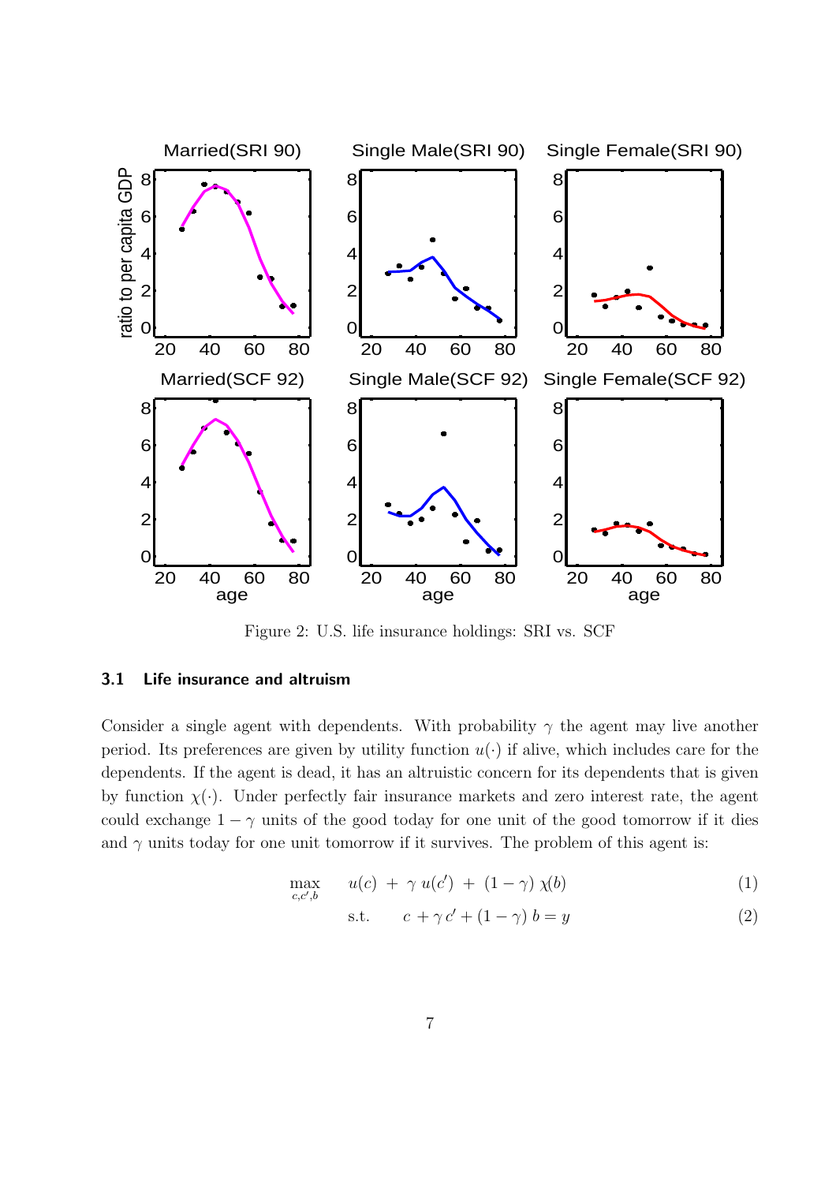Figure 2: U.S. life insurance holdings: SRI vs. SCF

### 3.1 Life insurance and altruism

Consider a single agent with dependents. With probability $\gamma$ the agent may live another period. Its preferences are given by utility function $u(\cdot)$ if alive, which includes care for the dependents. If the agent is dead, it has an altruistic concern for its dependents that is given by function $\chi(\cdot)$. Under perfectly fair insurance markets and zero interest rate, the agent could exchange $1 - \gamma$ units of the good today for one unit of the good tomorrow if it dies and $\gamma$ units today for one unit tomorrow if it survives. The problem of this agent is:

$$\max_{c,c',b} \quad u(c) \ + \ \gamma \, u(c') \ + \ (1-\gamma) \ \chi(b) \tag{1}$$

$$\text{s.t.} \qquad c + \gamma \, c' + (1-\gamma) \, b = y \tag{2}$$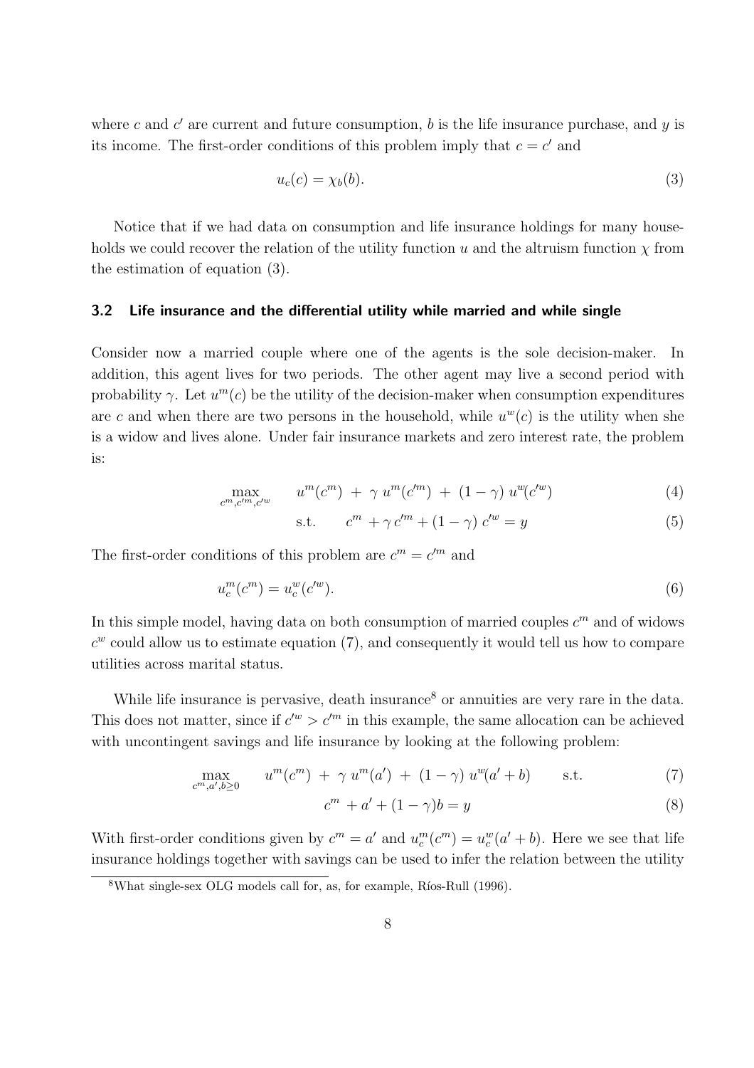where $c$ and $c'$ are current and future consumption, $b$ is the life insurance purchase, and $y$ is its income. The first-order conditions of this problem imply that $c = c'$ and

$$u_c(c) = \chi_b(b). \tag{3}$$

Notice that if we had data on consumption and life insurance holdings for many households we could recover the relation of the utility function $u$ and the altruism function $\chi$ from the estimation of equation (3).

### 3.2 Life insurance and the differential utility while married and while single

Consider now a married couple where one of the agents is the sole decision-maker. In addition, this agent lives for two periods. The other agent may live a second period with probability $\gamma$. Let $u^m(c)$ be the utility of the decision-maker when consumption expenditures are $c$ and when there are two persons in the household, while $u^w(c)$ is the utility when she is a widow and lives alone. Under fair insurance markets and zero interest rate, the problem is:

$$\max_{c^m, c'^m, c'^w} \quad u^m(c^m) \; + \; \gamma \; u^m(c'^m) \; + \; (1-\gamma) \; u^w(c'^w) \tag{4}$$

$$\text{s.t.} \qquad c^m \; + \gamma \, c'^m + (1-\gamma) \; c'^w = y \tag{5}$$

The first-order conditions of this problem are $c^m = c'^m$ and

$$u^m_c(c^m) = u^w_c(c'^w). \tag{6}$$

In this simple model, having data on both consumption of married couples $c^m$ and of widows $c^w$ could allow us to estimate equation (7), and consequently it would tell us how to compare utilities across marital status.

While life insurance is pervasive, death insurance[8] or annuities are very rare in the data. This does not matter, since if $c'^w > c'^m$ in this example, the same allocation can be achieved with uncontingent savings and life insurance by looking at the following problem:

$$\max_{c^m, a', b \geq 0} \quad u^m(c^m) \; + \; \gamma \; u^m(a') \; + \; (1-\gamma) \; u^w(a' + b) \qquad \text{s.t.} \tag{7}$$

$$c^m \; + a' + (1-\gamma) b = y \tag{8}$$

With first-order conditions given by $c^m = a'$ and $u^m_c(c^m) = u^w_c(a' + b)$. Here we see that life insurance holdings together with savings can be used to infer the relation between the utility

[8] What single-sex OLG models call for, as, for example, Ríos-Rull (1996).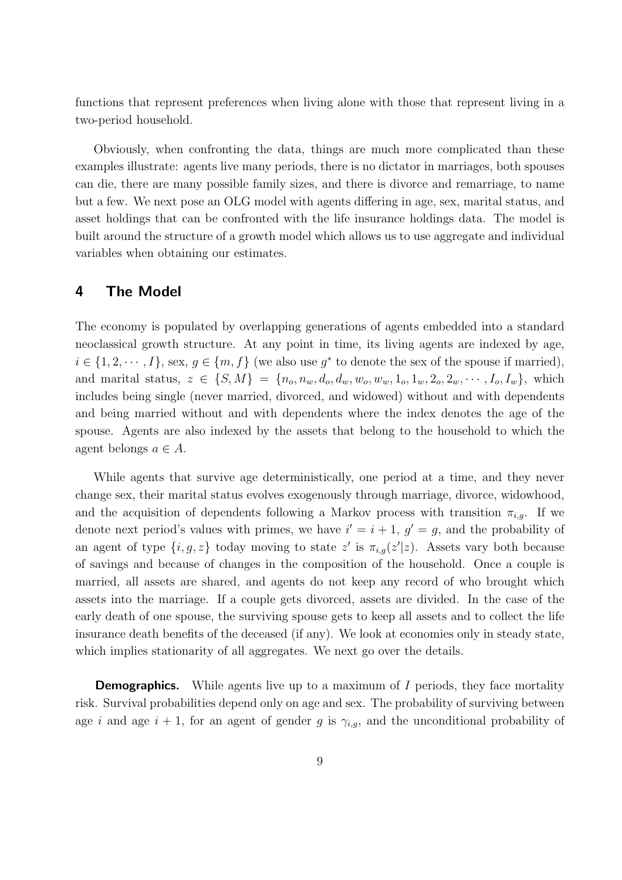functions that represent preferences when living alone with those that represent living in a two-period household.

Obviously, when confronting the data, things are much more complicated than these examples illustrate: agents live many periods, there is no dictator in marriages, both spouses can die, there are many possible family sizes, and there is divorce and remarriage, to name but a few. We next pose an OLG model with agents differing in age, sex, marital status, and asset holdings that can be confronted with the life insurance holdings data. The model is built around the structure of a growth model which allows us to use aggregate and individual variables when obtaining our estimates.

## 4 The Model

The economy is populated by overlapping generations of agents embedded into a standard neoclassical growth structure. At any point in time, its living agents are indexed by age, $i \in \{1, 2, \cdots, I\}$, sex, $g \in \{m, f\}$ (we also use $g^*$ to denote the sex of the spouse if married), and marital status, $z \in \{S, M\} = \{n_o, n_w, d_o, d_w, w_o, w_w, 1_o, 1_w, 2_o, 2_w, \cdots, I_o, I_w\}$, which includes being single (never married, divorced, and widowed) without and with dependents and being married without and with dependents where the index denotes the age of the spouse. Agents are also indexed by the assets that belong to the household to which the agent belongs $a \in A$.

While agents that survive age deterministically, one period at a time, and they never change sex, their marital status evolves exogenously through marriage, divorce, widowhood, and the acquisition of dependents following a Markov process with transition $\pi_{i,g}$. If we denote next period's values with primes, we have $i' = i + 1$, $g' = g$, and the probability of an agent of type $\{i, g, z\}$ today moving to state $z'$ is $\pi_{i,g}(z'|z)$. Assets vary both because of savings and because of changes in the composition of the household. Once a couple is married, all assets are shared, and agents do not keep any record of who brought which assets into the marriage. If a couple gets divorced, assets are divided. In the case of the early death of one spouse, the surviving spouse gets to keep all assets and to collect the life insurance death benefits of the deceased (if any). We look at economies only in steady state, which implies stationarity of all aggregates. We next go over the details.

**Demographics.** While agents live up to a maximum of $I$ periods, they face mortality risk. Survival probabilities depend only on age and sex. The probability of surviving between age $i$ and age $i+1$, for an agent of gender $g$ is $\gamma_{i,g}$, and the unconditional probability of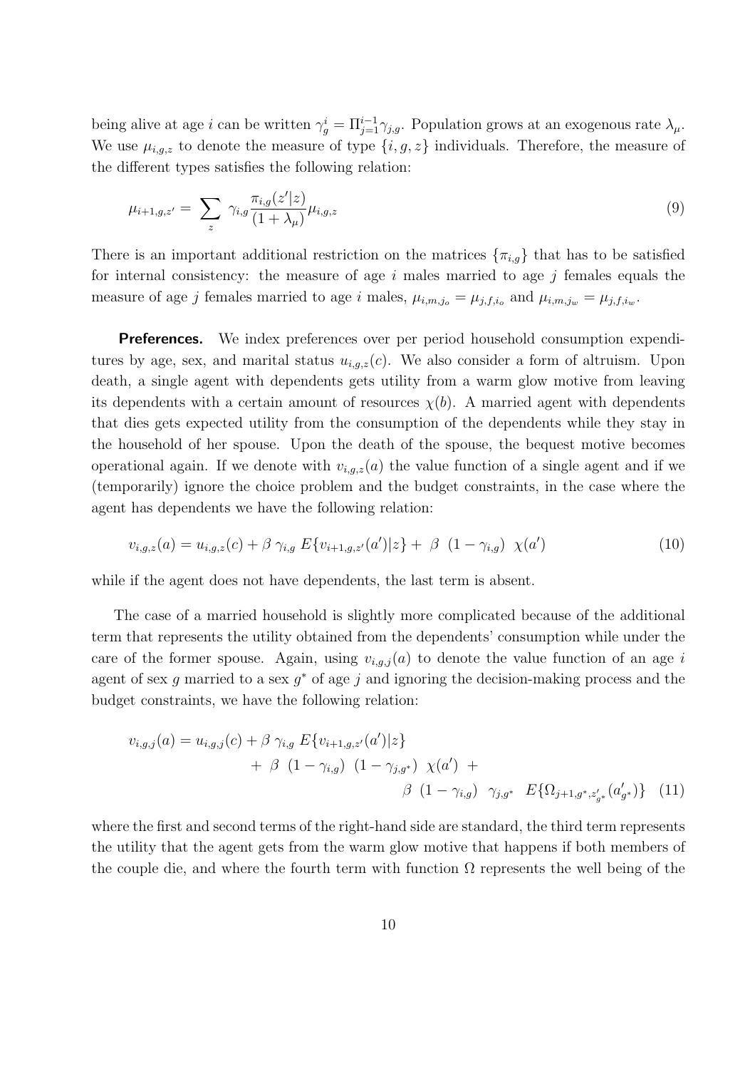being alive at age $i$ can be written $\gamma_g^i = \Pi_{j=1}^{i-1} \gamma_{j,g}$. Population grows at an exogenous rate $\lambda_\mu$. We use $\mu_{i,g,z}$ to denote the measure of type $\{i, g, z\}$ individuals. Therefore, the measure of the different types satisfies the following relation:

$$\mu_{i+1,g,z'} = \sum_z \gamma_{i,g} \frac{\pi_{i,g}(z'|z)}{(1+\lambda_\mu)} \mu_{i,g,z} \tag{9}$$

There is an important additional restriction on the matrices $\{\pi_{i,g}\}$ that has to be satisfied for internal consistency: the measure of age $i$ males married to age $j$ females equals the measure of age $j$ females married to age $i$ males, $\mu_{i,m,j_o} = \mu_{j,f,i_o}$ and $\mu_{i,m,j_w} = \mu_{j,f,i_w}$.

**Preferences.** We index preferences over per period household consumption expenditures by age, sex, and marital status $u_{i,g,z}(c)$. We also consider a form of altruism. Upon death, a single agent with dependents gets utility from a warm glow motive from leaving its dependents with a certain amount of resources $\chi(b)$. A married agent with dependents that dies gets expected utility from the consumption of the dependents while they stay in the household of her spouse. Upon the death of the spouse, the bequest motive becomes operational again. If we denote with $v_{i,g,z}(a)$ the value function of a single agent and if we (temporarily) ignore the choice problem and the budget constraints, in the case where the agent has dependents we have the following relation:

$$v_{i,g,z}(a) = u_{i,g,z}(c) + \beta \; \gamma_{i,g} \; E\{v_{i+1,g,z'}(a')|z\} + \; \beta \;\; (1-\gamma_{i,g}) \;\; \chi(a') \tag{10}$$

while if the agent does not have dependents, the last term is absent.

The case of a married household is slightly more complicated because of the additional term that represents the utility obtained from the dependents' consumption while under the care of the former spouse. Again, using $v_{i,g,j}(a)$ to denote the value function of an age $i$ agent of sex $g$ married to a sex $g^*$ of age $j$ and ignoring the decision-making process and the budget constraints, we have the following relation:

$$\begin{aligned} v_{i,g,j}(a) = u_{i,g,j}(c) + \beta \; \gamma_{i,g} \; E\{v_{i+1,g,z'}(a')|z\} \\ + \; \beta \;\; (1-\gamma_{i,g}) \;\; (1-\gamma_{j,g^*}) \;\; \chi(a') \; + \\ \beta \;\; (1-\gamma_{i,g}) \;\; \gamma_{j,g^*} \;\; E\{\Omega_{j+1,g^*,z'_{g^*}}(a'_{g^*})\} \end{aligned} \tag{11}$$

where the first and second terms of the right-hand side are standard, the third term represents the utility that the agent gets from the warm glow motive that happens if both members of the couple die, and where the fourth term with function $\Omega$ represents the well being of the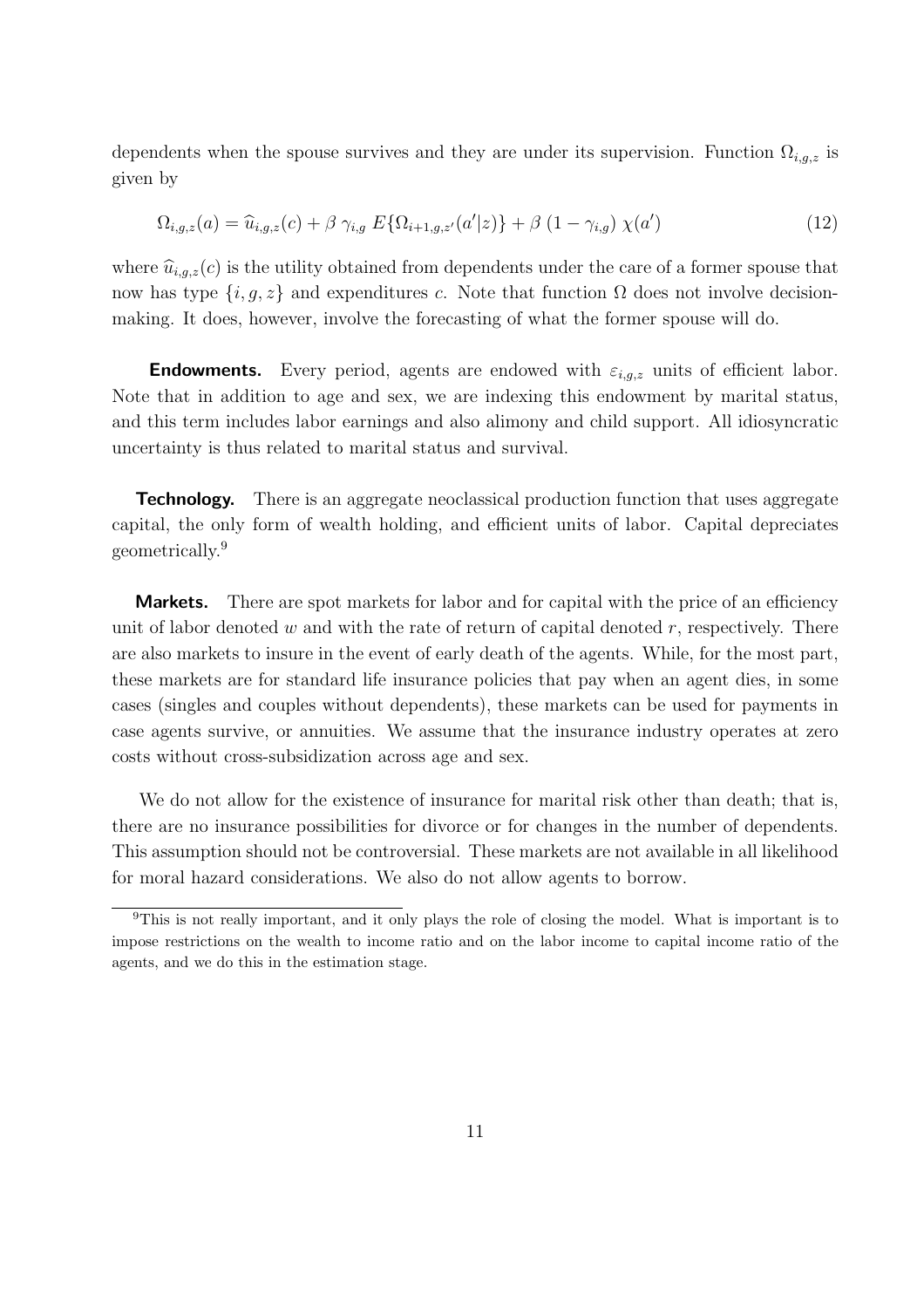dependents when the spouse survives and they are under its supervision. Function $\Omega_{i,g,z}$ is given by

$$\Omega_{i,g,z}(a) = \widehat{u}_{i,g,z}(c) + \beta \; \gamma_{i,g} \; E\{\Omega_{i+1,g,z'}(a'|z)\} + \beta \; (1 - \gamma_{i,g}) \; \chi(a') \tag{12}$$

where $\widehat{u}_{i,g,z}(c)$ is the utility obtained from dependents under the care of a former spouse that now has type $\{i, g, z\}$ and expenditures $c$. Note that function $\Omega$ does not involve decision-making. It does, however, involve the forecasting of what the former spouse will do.

**Endowments.** Every period, agents are endowed with $\varepsilon_{i,g,z}$ units of efficient labor. Note that in addition to age and sex, we are indexing this endowment by marital status, and this term includes labor earnings and also alimony and child support. All idiosyncratic uncertainty is thus related to marital status and survival.

**Technology.** There is an aggregate neoclassical production function that uses aggregate capital, the only form of wealth holding, and efficient units of labor. Capital depreciates geometrically.[9]

**Markets.** There are spot markets for labor and for capital with the price of an efficiency unit of labor denoted $w$ and with the rate of return of capital denoted $r$, respectively. There are also markets to insure in the event of early death of the agents. While, for the most part, these markets are for standard life insurance policies that pay when an agent dies, in some cases (singles and couples without dependents), these markets can be used for payments in case agents survive, or annuities. We assume that the insurance industry operates at zero costs without cross-subsidization across age and sex.

We do not allow for the existence of insurance for marital risk other than death; that is, there are no insurance possibilities for divorce or for changes in the number of dependents. This assumption should not be controversial. These markets are not available in all likelihood for moral hazard considerations. We also do not allow agents to borrow.

[9] This is not really important, and it only plays the role of closing the model. What is important is to impose restrictions on the wealth to income ratio and on the labor income to capital income ratio of the agents, and we do this in the estimation stage.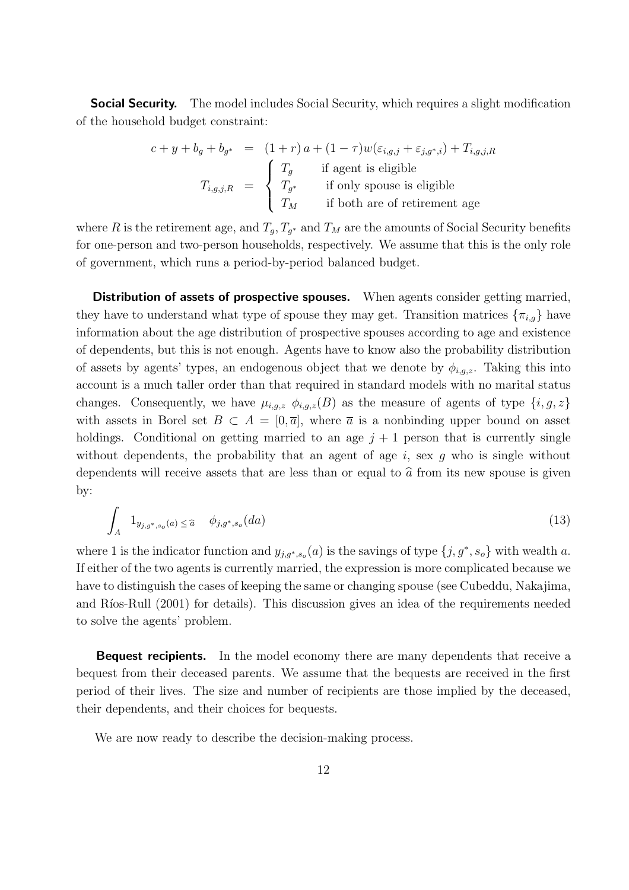**Social Security.** The model includes Social Security, which requires a slight modification of the household budget constraint:

$$
\begin{aligned}
c + y + b_g + b_{g^*} &= (1+r)\, a + (1-\tau) w (\varepsilon_{i,g,j} + \varepsilon_{j,g^*,i}) + T_{i,g,j,R} \\
T_{i,g,j,R} &= \begin{cases} T_g & \text{if agent is eligible} \\ T_{g^*} & \text{if only spouse is eligible} \\ T_M & \text{if both are of retirement age} \end{cases}
\end{aligned}
$$

where $R$ is the retirement age, and $T_g, T_{g^*}$ and $T_M$ are the amounts of Social Security benefits for one-person and two-person households, respectively. We assume that this is the only role of government, which runs a period-by-period balanced budget.

**Distribution of assets of prospective spouses.** When agents consider getting married, they have to understand what type of spouse they may get. Transition matrices $\{\pi_{i,g}\}$ have information about the age distribution of prospective spouses according to age and existence of dependents, but this is not enough. Agents have to know also the probability distribution of assets by agents' types, an endogenous object that we denote by $\phi_{i,g,z}$. Taking this into account is a much taller order than that required in standard models with no marital status changes. Consequently, we have $\mu_{i,g,z}\ \phi_{i,g,z}(B)$ as the measure of agents of type $\{i, g, z\}$ with assets in Borel set $B \subset A = [0, \overline{a}]$, where $\overline{a}$ is a nonbinding upper bound on asset holdings. Conditional on getting married to an age $j+1$ person that is currently single without dependents, the probability that an agent of age $i$, sex $g$ who is single without dependents will receive assets that are less than or equal to $\widehat{a}$ from its new spouse is given by:

$$
\int_A \ 1_{y_{j,g^*,s_o}(a) \leq \widehat{a}} \quad \phi_{j,g^*,s_o}(da) \tag{13}
$$

where 1 is the indicator function and $y_{j,g^*,s_o}(a)$ is the savings of type $\{j, g^*, s_o\}$ with wealth $a$. If either of the two agents is currently married, the expression is more complicated because we have to distinguish the cases of keeping the same or changing spouse (see Cubeddu, Nakajima, and Ríos-Rull (2001) for details). This discussion gives an idea of the requirements needed to solve the agents' problem.

**Bequest recipients.** In the model economy there are many dependents that receive a bequest from their deceased parents. We assume that the bequests are received in the first period of their lives. The size and number of recipients are those implied by the deceased, their dependents, and their choices for bequests.

We are now ready to describe the decision-making process.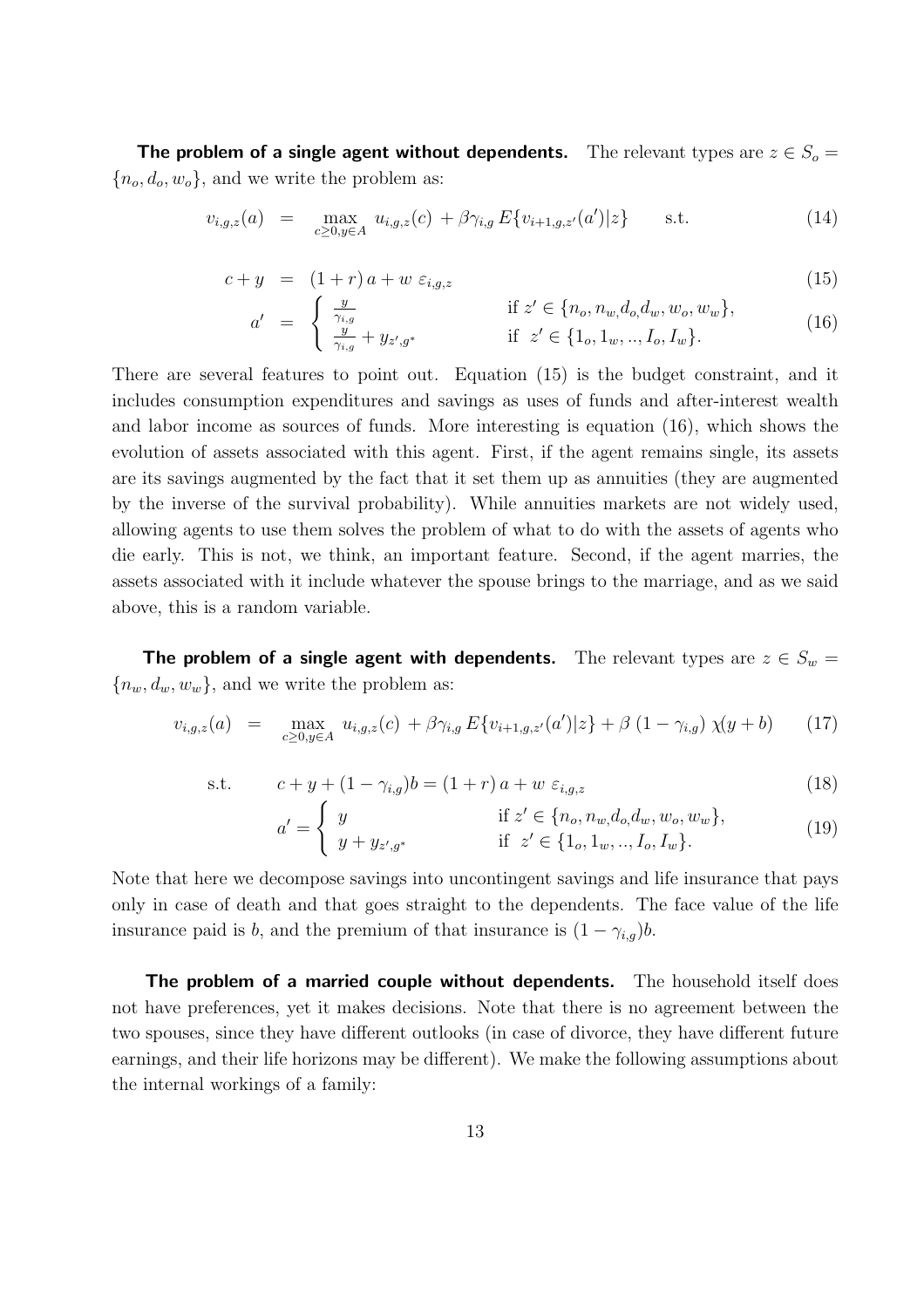**The problem of a single agent without dependents.** The relevant types are $z \in S_o = \{n_o, d_o, w_o\}$, and we write the problem as:

$$v_{i,g,z}(a) = \max_{c \geq 0, y \in A} u_{i,g,z}(c) + \beta \gamma_{i,g} E\{v_{i+1,g,z'}(a')|z\} \qquad \text{s.t.} \tag{14}$$

$$c + y = (1+r)\, a + w\, \varepsilon_{i,g,z} \tag{15}$$

$$a' = \begin{cases} \frac{y}{\gamma_{i,g}} & \text{if } z' \in \{n_o, n_w, d_o, d_w, w_o, w_w\}, \\ \frac{y}{\gamma_{i,g}} + y_{z',g^*} & \text{if } z' \in \{1_o, 1_w, .., I_o, I_w\}. \end{cases} \tag{16}$$

There are several features to point out. Equation (15) is the budget constraint, and it includes consumption expenditures and savings as uses of funds and after-interest wealth and labor income as sources of funds. More interesting is equation (16), which shows the evolution of assets associated with this agent. First, if the agent remains single, its assets are its savings augmented by the fact that it set them up as annuities (they are augmented by the inverse of the survival probability). While annuities markets are not widely used, allowing agents to use them solves the problem of what to do with the assets of agents who die early. This is not, we think, an important feature. Second, if the agent marries, the assets associated with it include whatever the spouse brings to the marriage, and as we said above, this is a random variable.

**The problem of a single agent with dependents.** The relevant types are $z \in S_w = \{n_w, d_w, w_w\}$, and we write the problem as:

$$v_{i,g,z}(a) = \max_{c \geq 0, y \in A} u_{i,g,z}(c) + \beta \gamma_{i,g} E\{v_{i+1,g,z'}(a')|z\} + \beta\,(1 - \gamma_{i,g})\, \chi(y + b) \tag{17}$$

$$\text{s.t.} \qquad c + y + (1 - \gamma_{i,g})b = (1+r)\, a + w\, \varepsilon_{i,g,z} \tag{18}$$

$$a' = \begin{cases} y & \text{if } z' \in \{n_o, n_w, d_o, d_w, w_o, w_w\}, \\ y + y_{z',g^*} & \text{if } z' \in \{1_o, 1_w, .., I_o, I_w\}. \end{cases} \tag{19}$$

Note that here we decompose savings into uncontingent savings and life insurance that pays only in case of death and that goes straight to the dependents. The face value of the life insurance paid is $b$, and the premium of that insurance is $(1 - \gamma_{i,g})b$.

**The problem of a married couple without dependents.** The household itself does not have preferences, yet it makes decisions. Note that there is no agreement between the two spouses, since they have different outlooks (in case of divorce, they have different future earnings, and their life horizons may be different). We make the following assumptions about the internal workings of a family: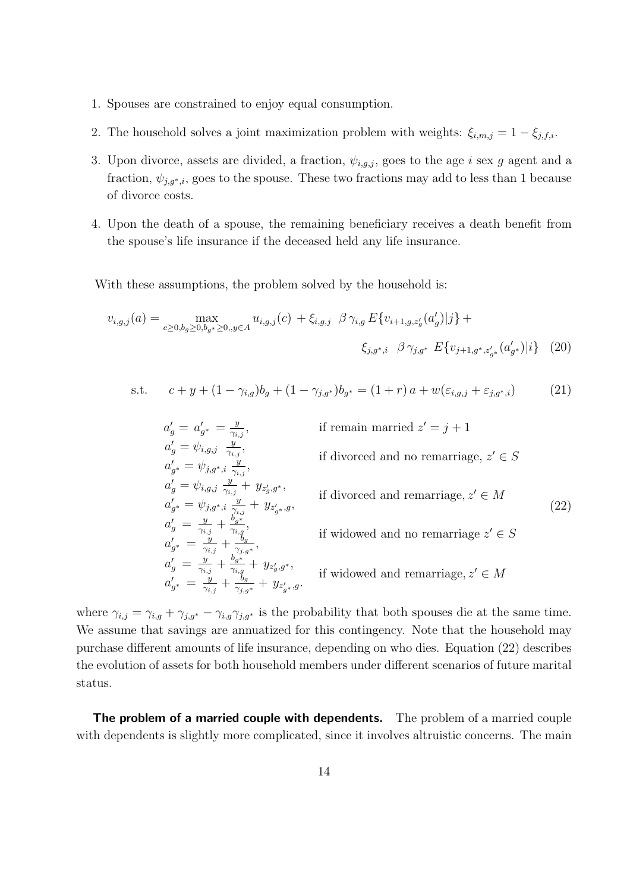1. Spouses are constrained to enjoy equal consumption.
2. The household solves a joint maximization problem with weights: $\xi_{i,m,j} = 1 - \xi_{j,f,i}$.
3. Upon divorce, assets are divided, a fraction, $\psi_{i,g,j}$, goes to the age $i$ sex $g$ agent and a fraction, $\psi_{j,g^*,i}$, goes to the spouse. These two fractions may add to less than 1 because of divorce costs.
4. Upon the death of a spouse, the remaining beneficiary receives a death benefit from the spouse's life insurance if the deceased held any life insurance.

With these assumptions, the problem solved by the household is:

$$v_{i,g,j}(a) = \max_{c \geq 0, b_g \geq 0, b_{g^*} \geq 0,, y \in A} u_{i,g,j}(c) + \xi_{i,g,j} \;\; \beta \, \gamma_{i,g} \, E\{v_{i+1,g,z'_g}(a'_g)|j\} + \xi_{j,g^*,i} \;\; \beta \, \gamma_{j,g^*} \; E\{v_{j+1,g^*,z'_{g^*}}(a'_{g^*})|i\} \quad (20)$$

$$\text{s.t.} \qquad c + y + (1 - \gamma_{i,g}) b_g + (1 - \gamma_{j,g^*}) b_{g^*} = (1 + r)\, a + w(\varepsilon_{i,g,j} + \varepsilon_{j,g^*,i}) \qquad (21)$$

$$\begin{array}{ll}
a'_g = a'_{g^*} = \frac{y}{\gamma_{i,j}}, & \text{if remain married } z' = j+1 \\
a'_g = \psi_{i,g,j} \;\; \frac{y}{\gamma_{i,j}}, & \\
a'_{g^*} = \psi_{j,g^*,i} \; \frac{y}{\gamma_{i,j}}, & \text{if divorced and no remarriage, } z' \in S \\
a'_g = \psi_{i,g,j} \; \frac{y}{\gamma_{i,j}} + \; y_{z'_g,g^*}, & \\
a'_{g^*} = \psi_{j,g^*,i} \; \frac{y}{\gamma_{i,j}} + \; y_{z'_{g^*},g}, & \text{if divorced and remarriage, } z' \in M \\
a'_g \; = \; \frac{y}{\gamma_{i,j}} + \frac{b_{g^*}}{\gamma_{i,g}}, & \\
a'_{g^*} \; = \; \frac{y}{\gamma_{i,j}} + \frac{b_g}{\gamma_{j,g^*}}, & \text{if widowed and no remarriage } z' \in S \\
a'_g \; = \; \frac{y}{\gamma_{i,j}} + \frac{b_{g^*}}{\gamma_{i,g}} + \; y_{z'_g,g^*}, & \\
a'_{g^*} \; = \; \frac{y}{\gamma_{i,j}} + \frac{b_g}{\gamma_{j,g^*}} + \; y_{z'_{g^*},g}. & \text{if widowed and remarriage, } z' \in M
\end{array} \qquad (22)$$

where $\gamma_{i,j} = \gamma_{i,g} + \gamma_{j,g^*} - \gamma_{i,g}\gamma_{j,g^*}$ is the probability that both spouses die at the same time. We assume that savings are annuatized for this contingency. Note that the household may purchase different amounts of life insurance, depending on who dies. Equation (22) describes the evolution of assets for both household members under different scenarios of future marital status.

**The problem of a married couple with dependents.** The problem of a married couple with dependents is slightly more complicated, since it involves altruistic concerns. The main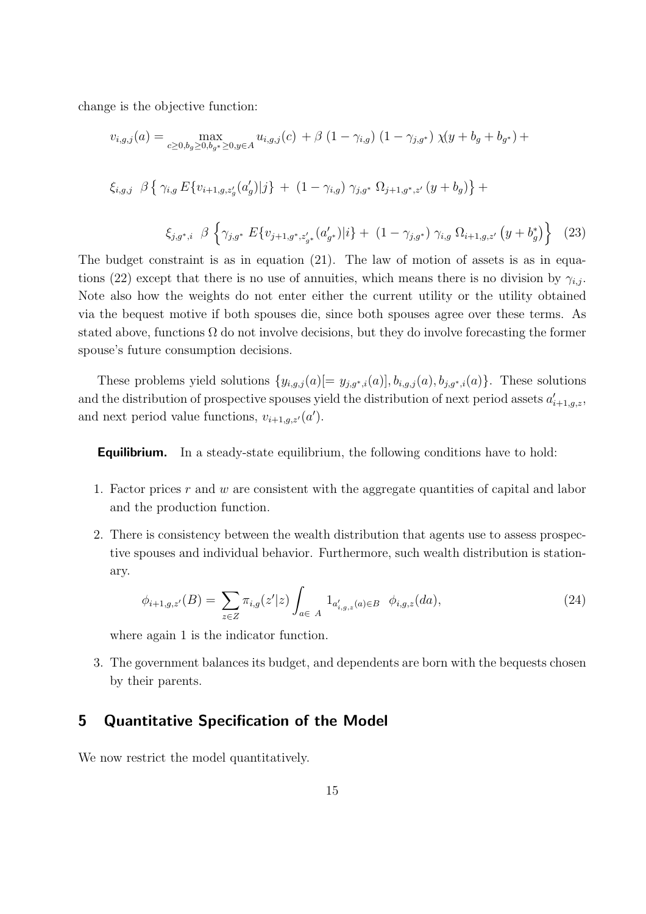change is the objective function:

$$v_{i,g,j}(a) = \max_{c \geq 0, b_g \geq 0, b_{g^*} \geq 0, y \in A} u_{i,g,j}(c) + \beta \, (1 - \gamma_{i,g}) \, (1 - \gamma_{j,g^*}) \, \chi(y + b_g + b_{g^*}) +$$

$$\xi_{i,g,j} \;\; \beta \left\{ \gamma_{i,g} \, E\{v_{i+1,g,z'_g}(a'_g)|j\} + (1 - \gamma_{i,g}) \, \gamma_{j,g^*} \, \Omega_{j+1,g^*,z'} \, (y + b_g) \right\} +$$

$$\xi_{j,g^*,i} \;\; \beta \left\{ \gamma_{j,g^*} \, E\{v_{j+1,g^*,z'_{g^*}}(a'_{g^*})|i\} + (1 - \gamma_{j,g^*}) \, \gamma_{i,g} \, \Omega_{i+1,g,z'} \left(y + b^*_g\right) \right\} \quad (23)$$

The budget constraint is as in equation (21). The law of motion of assets is as in equations (22) except that there is no use of annuities, which means there is no division by $\gamma_{i,j}$. Note also how the weights do not enter either the current utility or the utility obtained via the bequest motive if both spouses die, since both spouses agree over these terms. As stated above, functions $\Omega$ do not involve decisions, but they do involve forecasting the former spouse's future consumption decisions.

These problems yield solutions $\{y_{i,g,j}(a)[= y_{j,g^*,i}(a)], b_{i,g,j}(a), b_{j,g^*,i}(a)\}$. These solutions and the distribution of prospective spouses yield the distribution of next period assets $a'_{i+1,g,z}$, and next period value functions, $v_{i+1,g,z'}(a')$.

**Equilibrium.** In a steady-state equilibrium, the following conditions have to hold:

1. Factor prices $r$ and $w$ are consistent with the aggregate quantities of capital and labor and the production function.
2. There is consistency between the wealth distribution that agents use to assess prospective spouses and individual behavior. Furthermore, such wealth distribution is stationary.

$$\phi_{i+1,g,z'}(B) = \sum_{z \in Z} \pi_{i,g}(z'|z) \int_{a \in \; A} 1_{a'_{i,g,z}(a) \in B} \;\; \phi_{i,g,z}(da), \quad (24)$$

where again 1 is the indicator function.

3. The government balances its budget, and dependents are born with the bequests chosen by their parents.

## 5 Quantitative Specification of the Model

We now restrict the model quantitatively.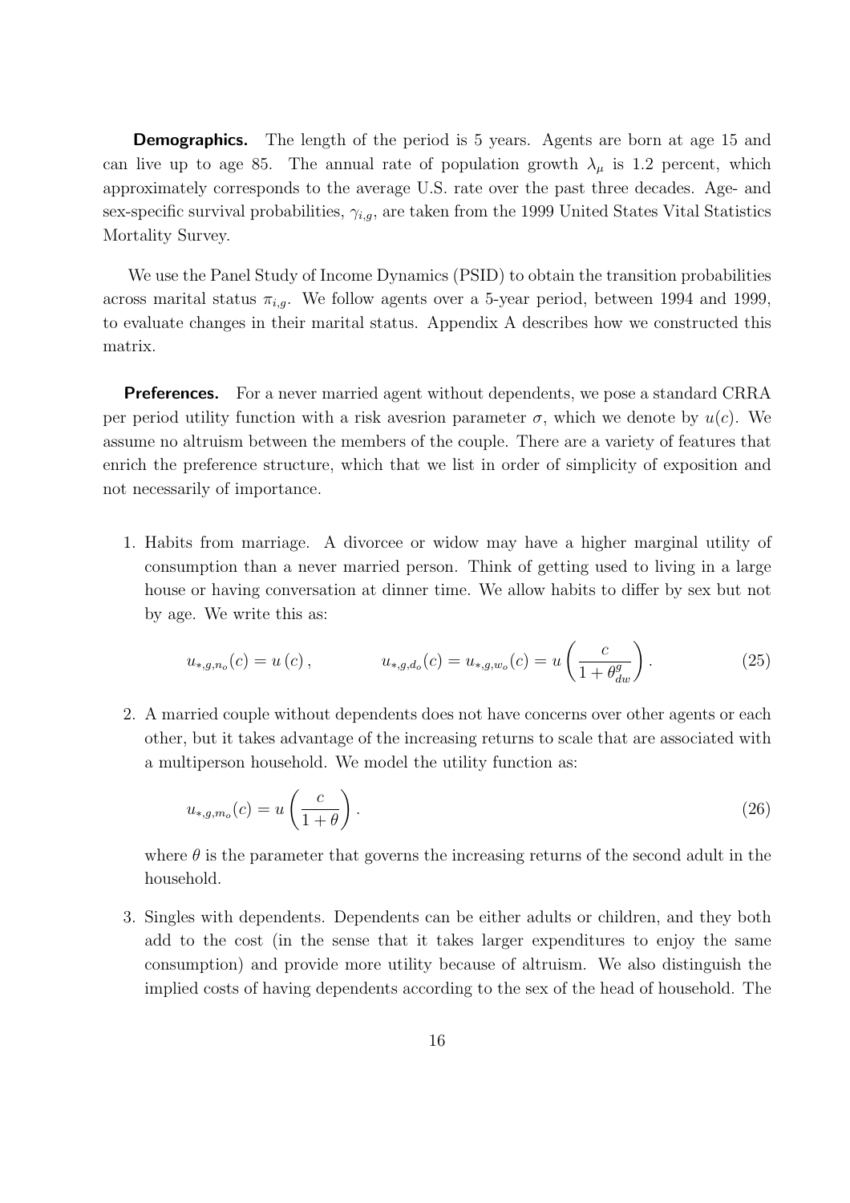**Demographics.** The length of the period is 5 years. Agents are born at age 15 and can live up to age 85. The annual rate of population growth $\lambda_\mu$ is 1.2 percent, which approximately corresponds to the average U.S. rate over the past three decades. Age- and sex-specific survival probabilities, $\gamma_{i,g}$, are taken from the 1999 United States Vital Statistics Mortality Survey.

We use the Panel Study of Income Dynamics (PSID) to obtain the transition probabilities across marital status $\pi_{i,g}$. We follow agents over a 5-year period, between 1994 and 1999, to evaluate changes in their marital status. Appendix A describes how we constructed this matrix.

**Preferences.** For a never married agent without dependents, we pose a standard CRRA per period utility function with a risk avesrion parameter $\sigma$, which we denote by $u(c)$. We assume no altruism between the members of the couple. There are a variety of features that enrich the preference structure, which that we list in order of simplicity of exposition and not necessarily of importance.

1. Habits from marriage. A divorcee or widow may have a higher marginal utility of consumption than a never married person. Think of getting used to living in a large house or having conversation at dinner time. We allow habits to differ by sex but not by age. We write this as:

$$u_{*,g,n_o}(c) = u\left(c\right), \qquad u_{*,g,d_o}(c) = u_{*,g,w_o}(c) = u\left(\frac{c}{1+\theta_{dw}^{g}}\right). \tag{25}$$

2. A married couple without dependents does not have concerns over other agents or each other, but it takes advantage of the increasing returns to scale that are associated with a multiperson household. We model the utility function as:

$$u_{*,g,m_o}(c) = u\left(\frac{c}{1+\theta}\right). \tag{26}$$

   where $\theta$ is the parameter that governs the increasing returns of the second adult in the household.

3. Singles with dependents. Dependents can be either adults or children, and they both add to the cost (in the sense that it takes larger expenditures to enjoy the same consumption) and provide more utility because of altruism. We also distinguish the implied costs of having dependents according to the sex of the head of household. The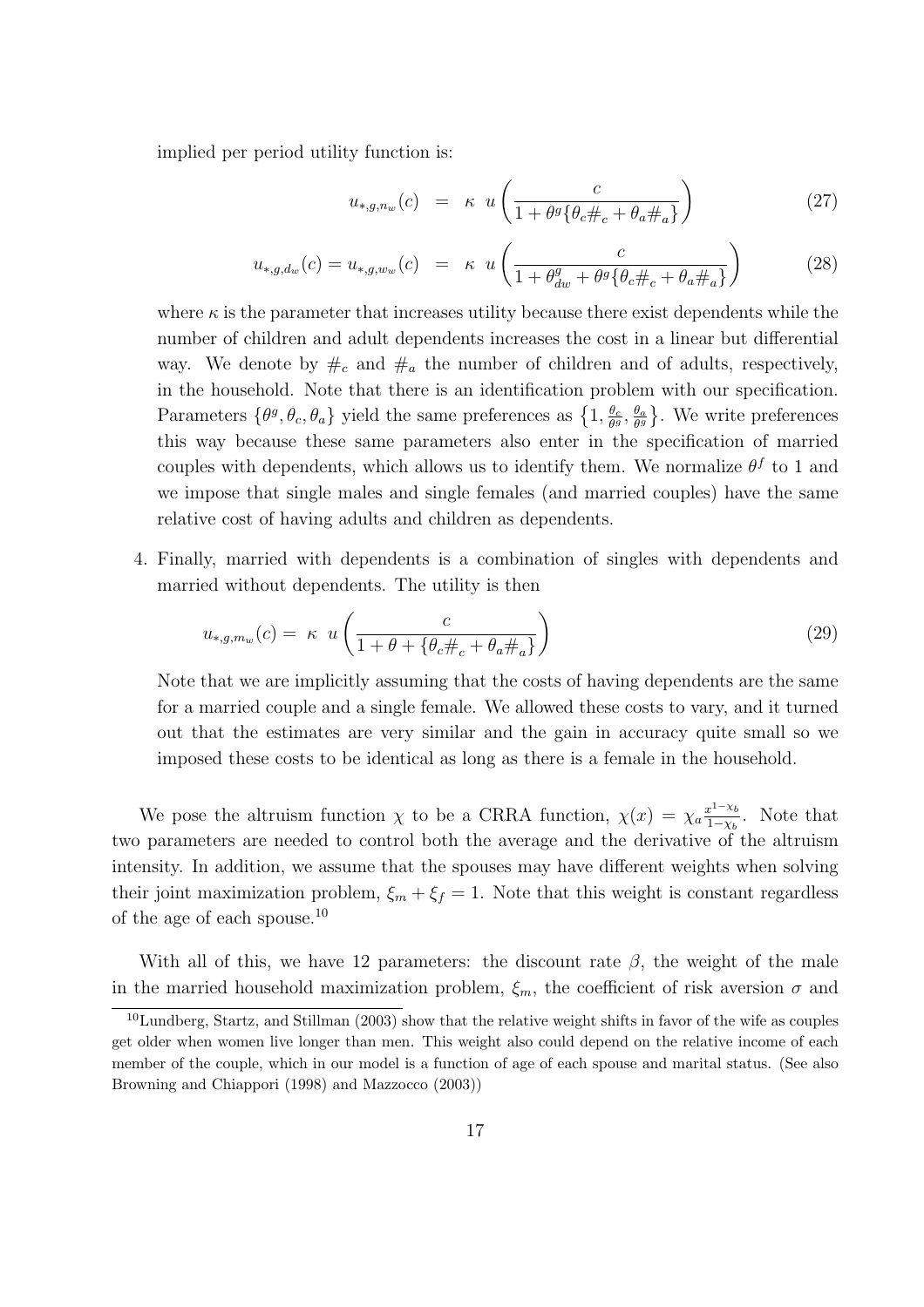implied per period utility function is:

$$u_{*,g,n_w}(c) \;=\; \kappa \;\; u\left(\frac{c}{1+\theta^g\{\theta_c\#_c+\theta_a\#_a\}}\right) \tag{27}$$

$$u_{*,g,d_w}(c) = u_{*,g,w_w}(c) \;=\; \kappa \;\; u\left(\frac{c}{1+\theta^g_{dw}+\theta^g\{\theta_c\#_c+\theta_a\#_a\}}\right) \tag{28}$$

where $\kappa$ is the parameter that increases utility because there exist dependents while the number of children and adult dependents increases the cost in a linear but differential way. We denote by $\#_c$ and $\#_a$ the number of children and of adults, respectively, in the household. Note that there is an identification problem with our specification. Parameters $\{\theta^g, \theta_c, \theta_a\}$ yield the same preferences as $\left\{1, \frac{\theta_c}{\theta^g}, \frac{\theta_a}{\theta^g}\right\}$. We write preferences this way because these same parameters also enter in the specification of married couples with dependents, which allows us to identify them. We normalize $\theta^f$ to 1 and we impose that single males and single females (and married couples) have the same relative cost of having adults and children as dependents.

4. Finally, married with dependents is a combination of singles with dependents and married without dependents. The utility is then

$$u_{*,g,m_w}(c) = \;\kappa \;\; u\left(\frac{c}{1+\theta+\{\theta_c\#_c+\theta_a\#_a\}}\right) \tag{29}$$

Note that we are implicitly assuming that the costs of having dependents are the same for a married couple and a single female. We allowed these costs to vary, and it turned out that the estimates are very similar and the gain in accuracy quite small so we imposed these costs to be identical as long as there is a female in the household.

We pose the altruism function $\chi$ to be a CRRA function, $\chi(x) = \chi_a \frac{x^{1-\chi_b}}{1-\chi_b}$. Note that two parameters are needed to control both the average and the derivative of the altruism intensity. In addition, we assume that the spouses may have different weights when solving their joint maximization problem, $\xi_m + \xi_f = 1$. Note that this weight is constant regardless of the age of each spouse.[10]

With all of this, we have 12 parameters: the discount rate $\beta$, the weight of the male in the married household maximization problem, $\xi_m$, the coefficient of risk aversion $\sigma$ and

[10] Lundberg, Startz, and Stillman (2003) show that the relative weight shifts in favor of the wife as couples get older when women live longer than men. This weight also could depend on the relative income of each member of the couple, which in our model is a function of age of each spouse and marital status. (See also Browning and Chiappori (1998) and Mazzocco (2003))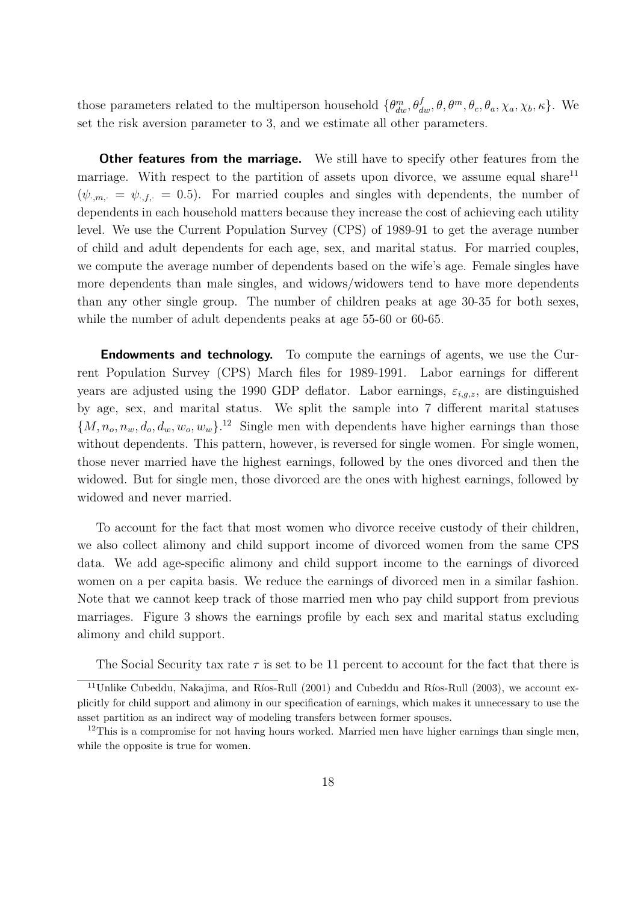those parameters related to the multiperson household $\{\theta^m_{dw}, \theta^f_{dw}, \theta, \theta^m, \theta_c, \theta_a, \chi_a, \chi_b, \kappa\}$. We set the risk aversion parameter to 3, and we estimate all other parameters.

**Other features from the marriage.** We still have to specify other features from the marriage. With respect to the partition of assets upon divorce, we assume equal share[11] ($\psi_{\cdot,m,\cdot} = \psi_{\cdot,f,\cdot} = 0.5$). For married couples and singles with dependents, the number of dependents in each household matters because they increase the cost of achieving each utility level. We use the Current Population Survey (CPS) of 1989-91 to get the average number of child and adult dependents for each age, sex, and marital status. For married couples, we compute the average number of dependents based on the wife's age. Female singles have more dependents than male singles, and widows/widowers tend to have more dependents than any other single group. The number of children peaks at age 30-35 for both sexes, while the number of adult dependents peaks at age 55-60 or 60-65.

**Endowments and technology.** To compute the earnings of agents, we use the Current Population Survey (CPS) March files for 1989-1991. Labor earnings for different years are adjusted using the 1990 GDP deflator. Labor earnings, $\varepsilon_{i,g,z}$, are distinguished by age, sex, and marital status. We split the sample into 7 different marital statuses $\{M, n_o, n_w, d_o, d_w, w_o, w_w\}$.[12] Single men with dependents have higher earnings than those without dependents. This pattern, however, is reversed for single women. For single women, those never married have the highest earnings, followed by the ones divorced and then the widowed. But for single men, those divorced are the ones with highest earnings, followed by widowed and never married.

To account for the fact that most women who divorce receive custody of their children, we also collect alimony and child support income of divorced women from the same CPS data. We add age-specific alimony and child support income to the earnings of divorced women on a per capita basis. We reduce the earnings of divorced men in a similar fashion. Note that we cannot keep track of those married men who pay child support from previous marriages. Figure 3 shows the earnings profile by each sex and marital status excluding alimony and child support.

The Social Security tax rate $\tau$ is set to be 11 percent to account for the fact that there is

[11] Unlike Cubeddu, Nakajima, and Ríos-Rull (2001) and Cubeddu and Ríos-Rull (2003), we account explicitly for child support and alimony in our specification of earnings, which makes it unnecessary to use the asset partition as an indirect way of modeling transfers between former spouses.

[12] This is a compromise for not having hours worked. Married men have higher earnings than single men, while the opposite is true for women.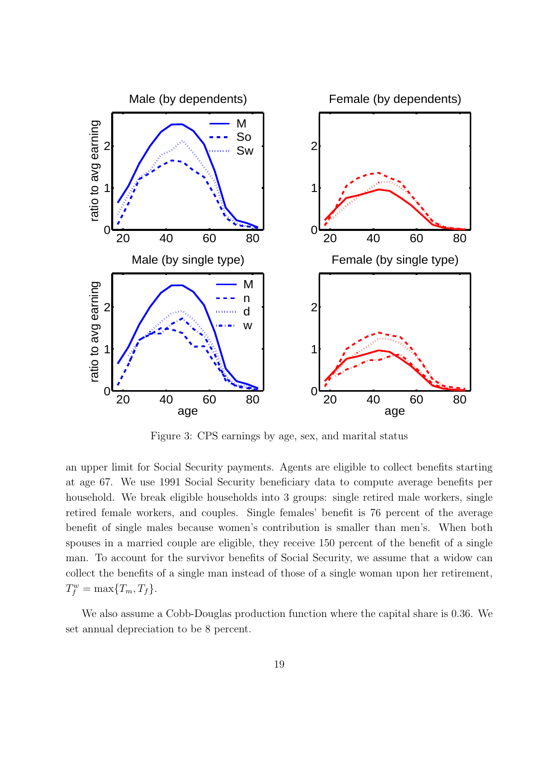Figure 3: CPS earnings by age, sex, and marital status

an upper limit for Social Security payments. Agents are eligible to collect benefits starting at age 67. We use 1991 Social Security beneficiary data to compute average benefits per household. We break eligible households into 3 groups: single retired male workers, single retired female workers, and couples. Single females' benefit is 76 percent of the average benefit of single males because women's contribution is smaller than men's. When both spouses in a married couple are eligible, they receive 150 percent of the benefit of a single man. To account for the survivor benefits of Social Security, we assume that a widow can collect the benefits of a single man instead of those of a single woman upon her retirement, $T_f^w = \max\{T_m, T_f\}$.

We also assume a Cobb-Douglas production function where the capital share is 0.36. We set annual depreciation to be 8 percent.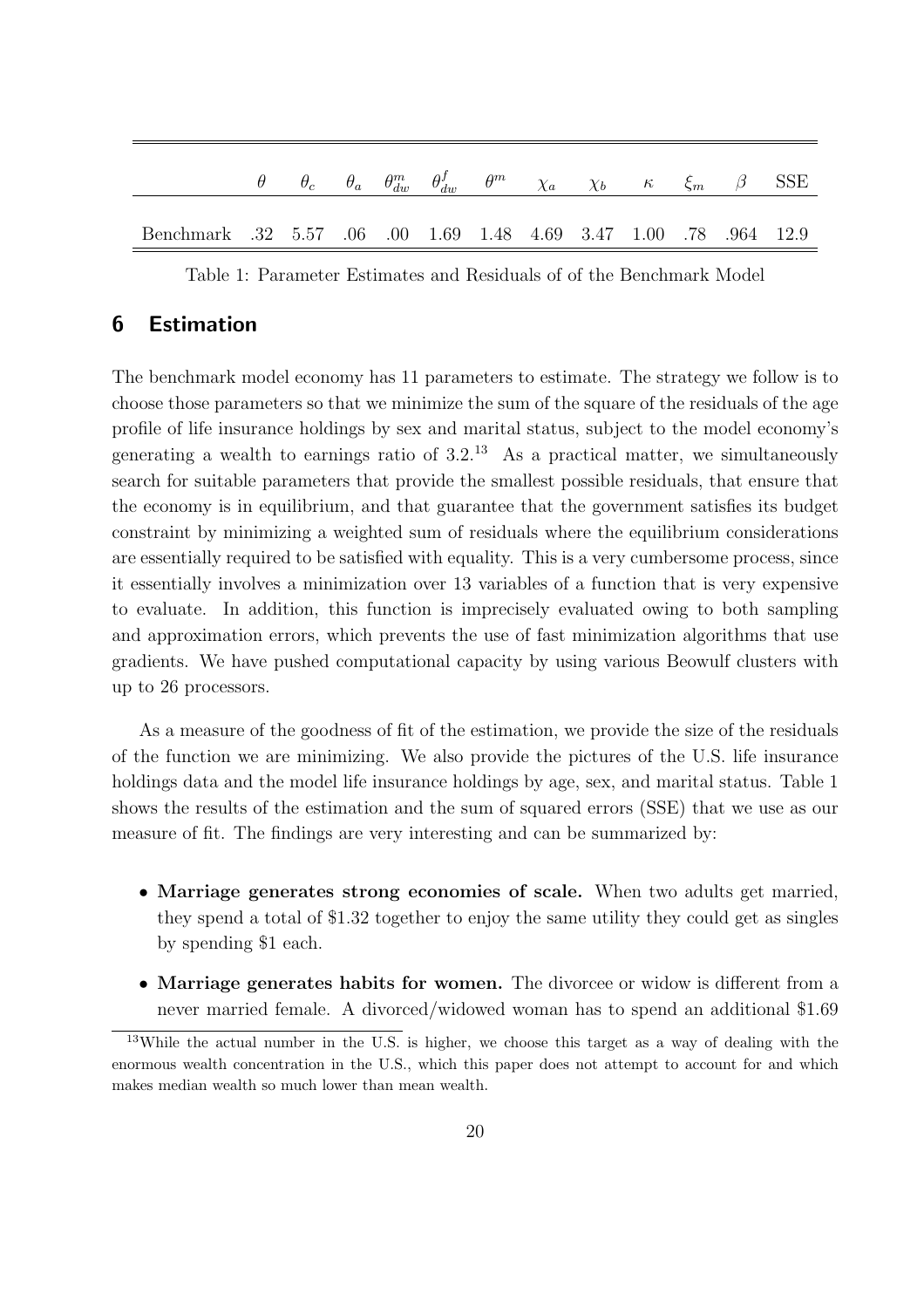| | $\theta$ | $\theta_c$ | $\theta_a$ | $\theta_{dw}^m$ | $\theta_{dw}^f$ | $\theta^m$ | $\chi_a$ | $\chi_b$ | $\kappa$ | $\xi_m$ | $\beta$ | SSE |
|---|---|---|---|---|---|---|---|---|---|---|---|---|
| Benchmark | .32 | 5.57 | .06 | .00 | 1.69 | 1.48 | 4.69 | 3.47 | 1.00 | .78 | .964 | 12.9 |

Table 1: Parameter Estimates and Residuals of of the Benchmark Model

## 6 Estimation

The benchmark model economy has 11 parameters to estimate. The strategy we follow is to choose those parameters so that we minimize the sum of the square of the residuals of the age profile of life insurance holdings by sex and marital status, subject to the model economy's generating a wealth to earnings ratio of 3.2.[13] As a practical matter, we simultaneously search for suitable parameters that provide the smallest possible residuals, that ensure that the economy is in equilibrium, and that guarantee that the government satisfies its budget constraint by minimizing a weighted sum of residuals where the equilibrium considerations are essentially required to be satisfied with equality. This is a very cumbersome process, since it essentially involves a minimization over 13 variables of a function that is very expensive to evaluate. In addition, this function is imprecisely evaluated owing to both sampling and approximation errors, which prevents the use of fast minimization algorithms that use gradients. We have pushed computational capacity by using various Beowulf clusters with up to 26 processors.

As a measure of the goodness of fit of the estimation, we provide the size of the residuals of the function we are minimizing. We also provide the pictures of the U.S. life insurance holdings data and the model life insurance holdings by age, sex, and marital status. Table 1 shows the results of the estimation and the sum of squared errors (SSE) that we use as our measure of fit. The findings are very interesting and can be summarized by:

- **Marriage generates strong economies of scale.** When two adults get married, they spend a total of \$1.32 together to enjoy the same utility they could get as singles by spending \$1 each.
- **Marriage generates habits for women.** The divorcee or widow is different from a never married female. A divorced/widowed woman has to spend an additional \$1.69

[13] While the actual number in the U.S. is higher, we choose this target as a way of dealing with the enormous wealth concentration in the U.S., which this paper does not attempt to account for and which makes median wealth so much lower than mean wealth.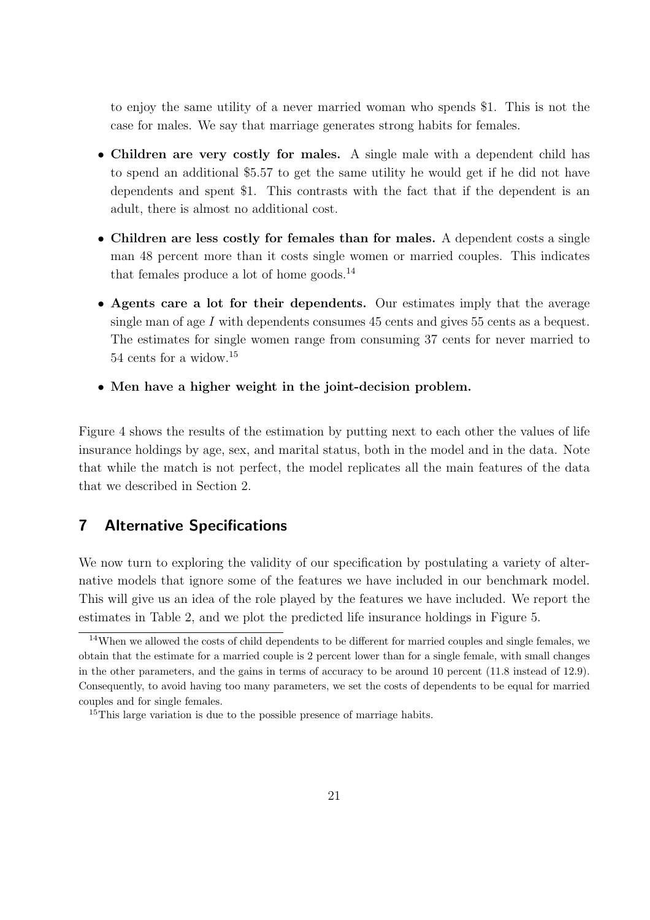to enjoy the same utility of a never married woman who spends $1. This is not the case for males. We say that marriage generates strong habits for females.

- **Children are very costly for males.** A single male with a dependent child has to spend an additional $5.57 to get the same utility he would get if he did not have dependents and spent $1. This contrasts with the fact that if the dependent is an adult, there is almost no additional cost.
- **Children are less costly for females than for males.** A dependent costs a single man 48 percent more than it costs single women or married couples. This indicates that females produce a lot of home goods.[14]
- **Agents care a lot for their dependents.** Our estimates imply that the average single man of age $I$ with dependents consumes 45 cents and gives 55 cents as a bequest. The estimates for single women range from consuming 37 cents for never married to 54 cents for a widow.[15]
- **Men have a higher weight in the joint-decision problem.**

Figure 4 shows the results of the estimation by putting next to each other the values of life insurance holdings by age, sex, and marital status, both in the model and in the data. Note that while the match is not perfect, the model replicates all the main features of the data that we described in Section 2.

## 7 Alternative Specifications

We now turn to exploring the validity of our specification by postulating a variety of alternative models that ignore some of the features we have included in our benchmark model. This will give us an idea of the role played by the features we have included. We report the estimates in Table 2, and we plot the predicted life insurance holdings in Figure 5.

[14] When we allowed the costs of child dependents to be different for married couples and single females, we obtain that the estimate for a married couple is 2 percent lower than for a single female, with small changes in the other parameters, and the gains in terms of accuracy to be around 10 percent (11.8 instead of 12.9). Consequently, to avoid having too many parameters, we set the costs of dependents to be equal for married couples and for single females.

[15] This large variation is due to the possible presence of marriage habits.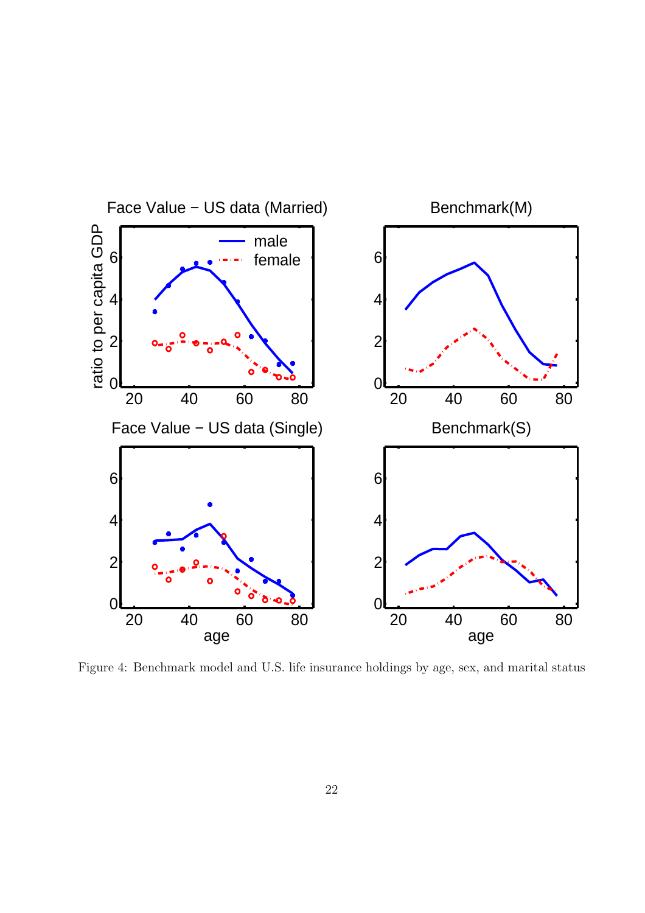Figure 4: Benchmark model and U.S. life insurance holdings by age, sex, and marital status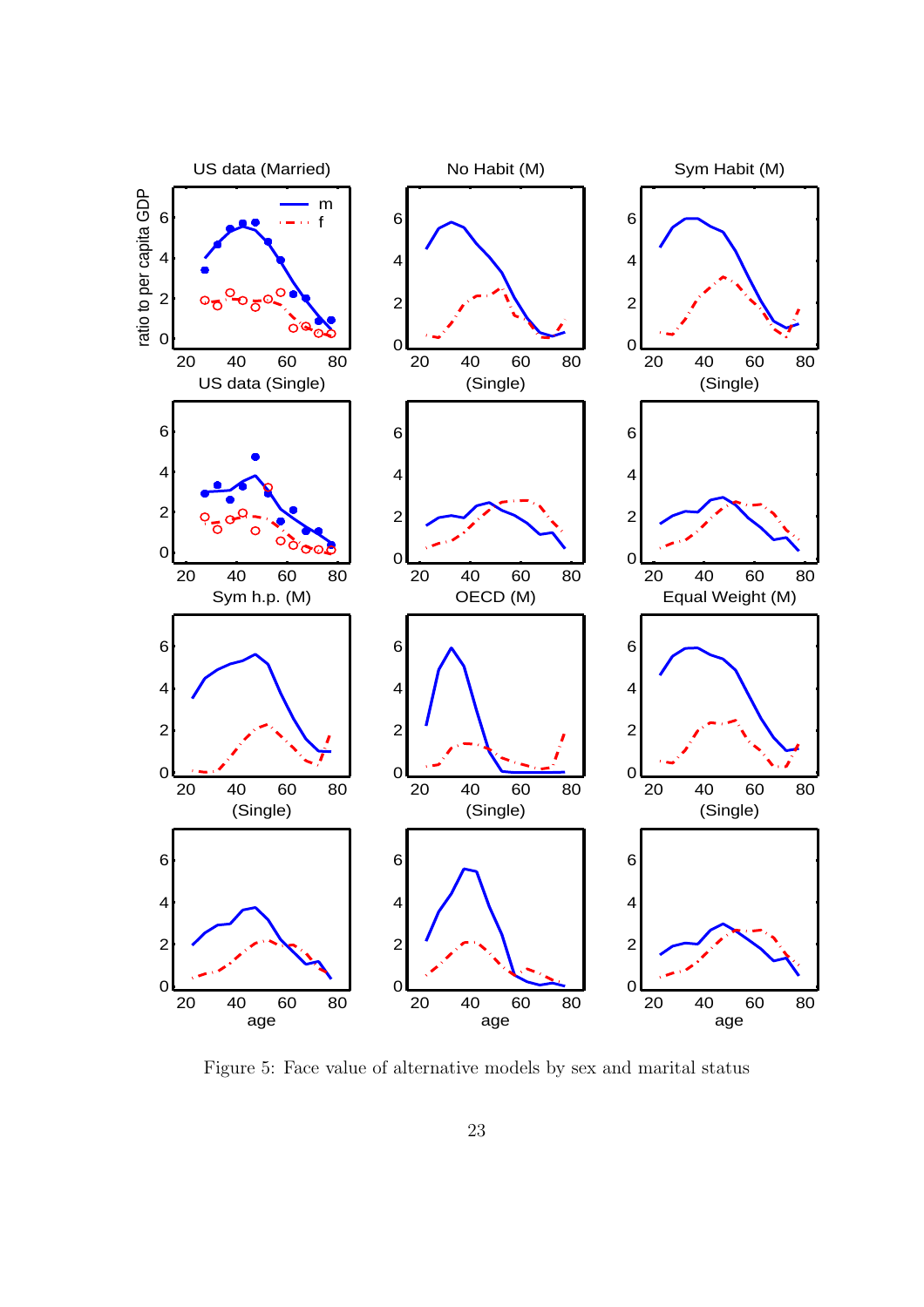Figure 5: Face value of alternative models by sex and marital status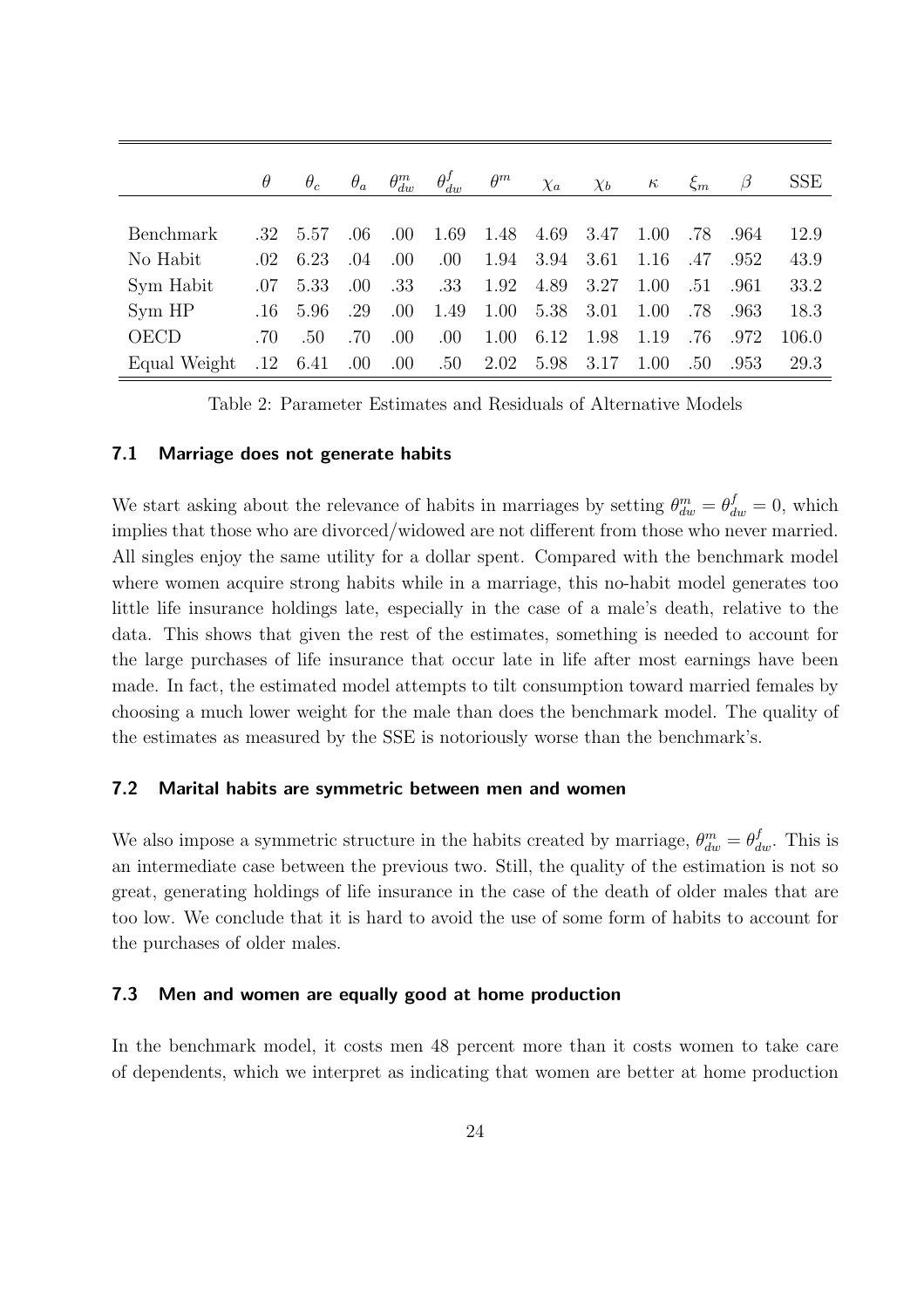|  | $\theta$ | $\theta_c$ | $\theta_a$ | $\theta^m_{dw}$ | $\theta^f_{dw}$ | $\theta^m$ | $\chi_a$ | $\chi_b$ | $\kappa$ | $\xi_m$ | $\beta$ | SSE |
|---|---|---|---|---|---|---|---|---|---|---|---|---|
| Benchmark | .32 | 5.57 | .06 | .00 | 1.69 | 1.48 | 4.69 | 3.47 | 1.00 | .78 | .964 | 12.9 |
| No Habit | .02 | 6.23 | .04 | .00 | .00 | 1.94 | 3.94 | 3.61 | 1.16 | .47 | .952 | 43.9 |
| Sym Habit | .07 | 5.33 | .00 | .33 | .33 | 1.92 | 4.89 | 3.27 | 1.00 | .51 | .961 | 33.2 |
| Sym HP | .16 | 5.96 | .29 | .00 | 1.49 | 1.00 | 5.38 | 3.01 | 1.00 | .78 | .963 | 18.3 |
| OECD | .70 | .50 | .70 | .00 | .00 | 1.00 | 6.12 | 1.98 | 1.19 | .76 | .972 | 106.0 |
| Equal Weight | .12 | 6.41 | .00 | .00 | .50 | 2.02 | 5.98 | 3.17 | 1.00 | .50 | .953 | 29.3 |

Table 2: Parameter Estimates and Residuals of Alternative Models

### 7.1 Marriage does not generate habits

We start asking about the relevance of habits in marriages by setting $\theta^m_{dw} = \theta^f_{dw} = 0$, which implies that those who are divorced/widowed are not different from those who never married. All singles enjoy the same utility for a dollar spent. Compared with the benchmark model where women acquire strong habits while in a marriage, this no-habit model generates too little life insurance holdings late, especially in the case of a male's death, relative to the data. This shows that given the rest of the estimates, something is needed to account for the large purchases of life insurance that occur late in life after most earnings have been made. In fact, the estimated model attempts to tilt consumption toward married females by choosing a much lower weight for the male than does the benchmark model. The quality of the estimates as measured by the SSE is notoriously worse than the benchmark's.

### 7.2 Marital habits are symmetric between men and women

We also impose a symmetric structure in the habits created by marriage, $\theta^m_{dw} = \theta^f_{dw}$. This is an intermediate case between the previous two. Still, the quality of the estimation is not so great, generating holdings of life insurance in the case of the death of older males that are too low. We conclude that it is hard to avoid the use of some form of habits to account for the purchases of older males.

### 7.3 Men and women are equally good at home production

In the benchmark model, it costs men 48 percent more than it costs women to take care of dependents, which we interpret as indicating that women are better at home production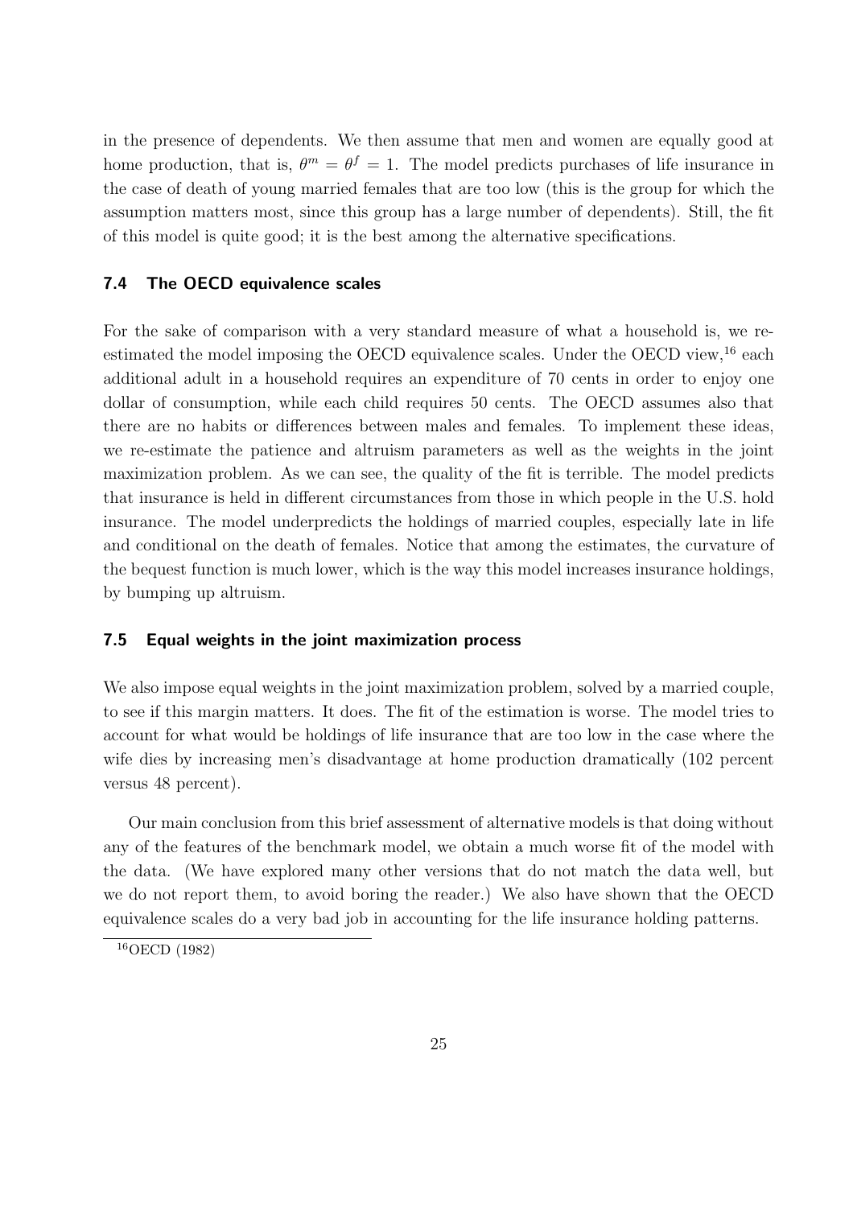in the presence of dependents. We then assume that men and women are equally good at home production, that is, $\theta^m = \theta^f = 1$. The model predicts purchases of life insurance in the case of death of young married females that are too low (this is the group for which the assumption matters most, since this group has a large number of dependents). Still, the fit of this model is quite good; it is the best among the alternative specifications.

### 7.4 The OECD equivalence scales

For the sake of comparison with a very standard measure of what a household is, we re-estimated the model imposing the OECD equivalence scales. Under the OECD view,[16] each additional adult in a household requires an expenditure of 70 cents in order to enjoy one dollar of consumption, while each child requires 50 cents. The OECD assumes also that there are no habits or differences between males and females. To implement these ideas, we re-estimate the patience and altruism parameters as well as the weights in the joint maximization problem. As we can see, the quality of the fit is terrible. The model predicts that insurance is held in different circumstances from those in which people in the U.S. hold insurance. The model underpredicts the holdings of married couples, especially late in life and conditional on the death of females. Notice that among the estimates, the curvature of the bequest function is much lower, which is the way this model increases insurance holdings, by bumping up altruism.

### 7.5 Equal weights in the joint maximization process

We also impose equal weights in the joint maximization problem, solved by a married couple, to see if this margin matters. It does. The fit of the estimation is worse. The model tries to account for what would be holdings of life insurance that are too low in the case where the wife dies by increasing men's disadvantage at home production dramatically (102 percent versus 48 percent).

Our main conclusion from this brief assessment of alternative models is that doing without any of the features of the benchmark model, we obtain a much worse fit of the model with the data. (We have explored many other versions that do not match the data well, but we do not report them, to avoid boring the reader.) We also have shown that the OECD equivalence scales do a very bad job in accounting for the life insurance holding patterns.

[16] OECD (1982)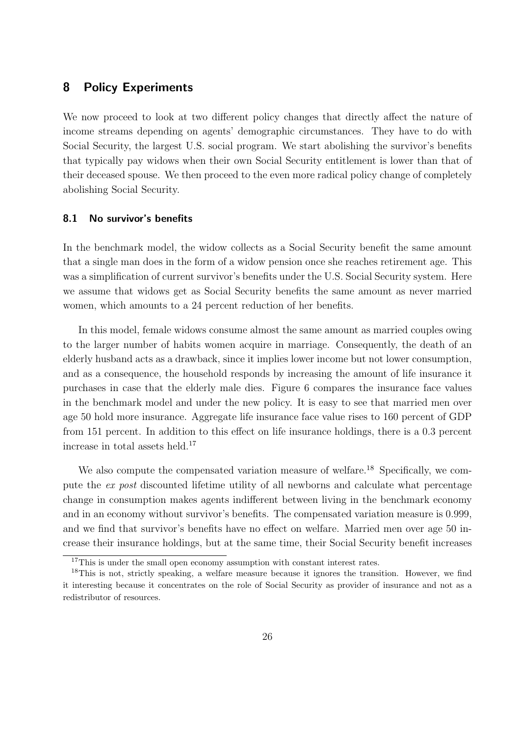## 8 Policy Experiments

We now proceed to look at two different policy changes that directly affect the nature of income streams depending on agents' demographic circumstances. They have to do with Social Security, the largest U.S. social program. We start abolishing the survivor's benefits that typically pay widows when their own Social Security entitlement is lower than that of their deceased spouse. We then proceed to the even more radical policy change of completely abolishing Social Security.

### 8.1 No survivor's benefits

In the benchmark model, the widow collects as a Social Security benefit the same amount that a single man does in the form of a widow pension once she reaches retirement age. This was a simplification of current survivor's benefits under the U.S. Social Security system. Here we assume that widows get as Social Security benefits the same amount as never married women, which amounts to a 24 percent reduction of her benefits.

In this model, female widows consume almost the same amount as married couples owing to the larger number of habits women acquire in marriage. Consequently, the death of an elderly husband acts as a drawback, since it implies lower income but not lower consumption, and as a consequence, the household responds by increasing the amount of life insurance it purchases in case that the elderly male dies. Figure 6 compares the insurance face values in the benchmark model and under the new policy. It is easy to see that married men over age 50 hold more insurance. Aggregate life insurance face value rises to 160 percent of GDP from 151 percent. In addition to this effect on life insurance holdings, there is a 0.3 percent increase in total assets held.[17]

We also compute the compensated variation measure of welfare.[18] Specifically, we compute the *ex post* discounted lifetime utility of all newborns and calculate what percentage change in consumption makes agents indifferent between living in the benchmark economy and in an economy without survivor's benefits. The compensated variation measure is 0.999, and we find that survivor's benefits have no effect on welfare. Married men over age 50 increase their insurance holdings, but at the same time, their Social Security benefit increases

[17]This is under the small open economy assumption with constant interest rates.

[18]This is not, strictly speaking, a welfare measure because it ignores the transition. However, we find it interesting because it concentrates on the role of Social Security as provider of insurance and not as a redistributor of resources.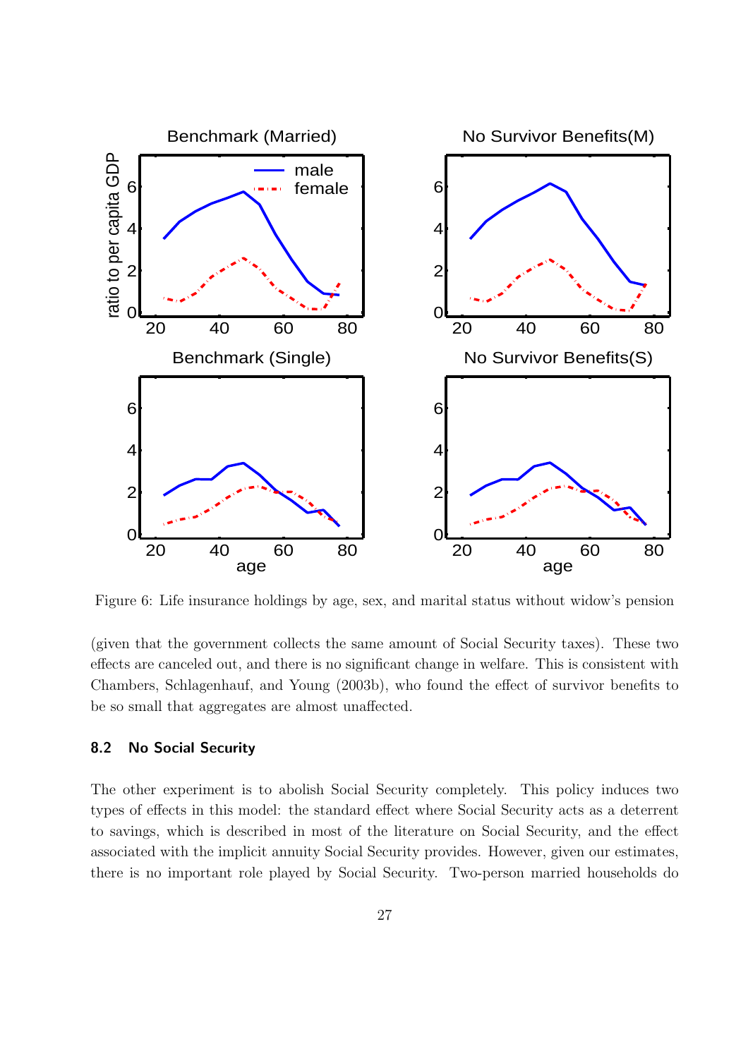Figure 6: Life insurance holdings by age, sex, and marital status without widow's pension

(given that the government collects the same amount of Social Security taxes). These two effects are canceled out, and there is no significant change in welfare. This is consistent with Chambers, Schlagenhauf, and Young (2003b), who found the effect of survivor benefits to be so small that aggregates are almost unaffected.

### 8.2 No Social Security

The other experiment is to abolish Social Security completely. This policy induces two types of effects in this model: the standard effect where Social Security acts as a deterrent to savings, which is described in most of the literature on Social Security, and the effect associated with the implicit annuity Social Security provides. However, given our estimates, there is no important role played by Social Security. Two-person married households do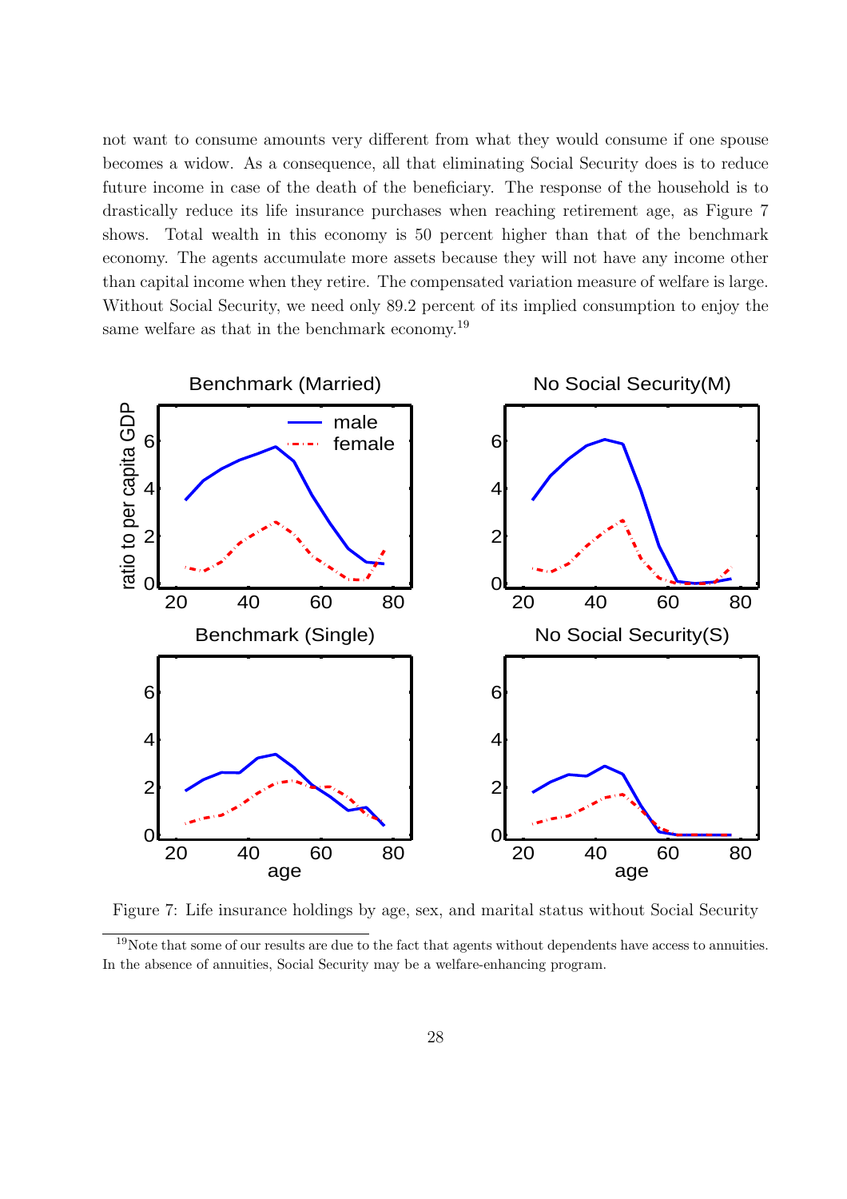not want to consume amounts very different from what they would consume if one spouse becomes a widow. As a consequence, all that eliminating Social Security does is to reduce future income in case of the death of the beneficiary. The response of the household is to drastically reduce its life insurance purchases when reaching retirement age, as Figure 7 shows. Total wealth in this economy is 50 percent higher than that of the benchmark economy. The agents accumulate more assets because they will not have any income other than capital income when they retire. The compensated variation measure of welfare is large. Without Social Security, we need only 89.2 percent of its implied consumption to enjoy the same welfare as that in the benchmark economy.[19]

Figure 7: Life insurance holdings by age, sex, and marital status without Social Security

[19] Note that some of our results are due to the fact that agents without dependents have access to annuities. In the absence of annuities, Social Security may be a welfare-enhancing program.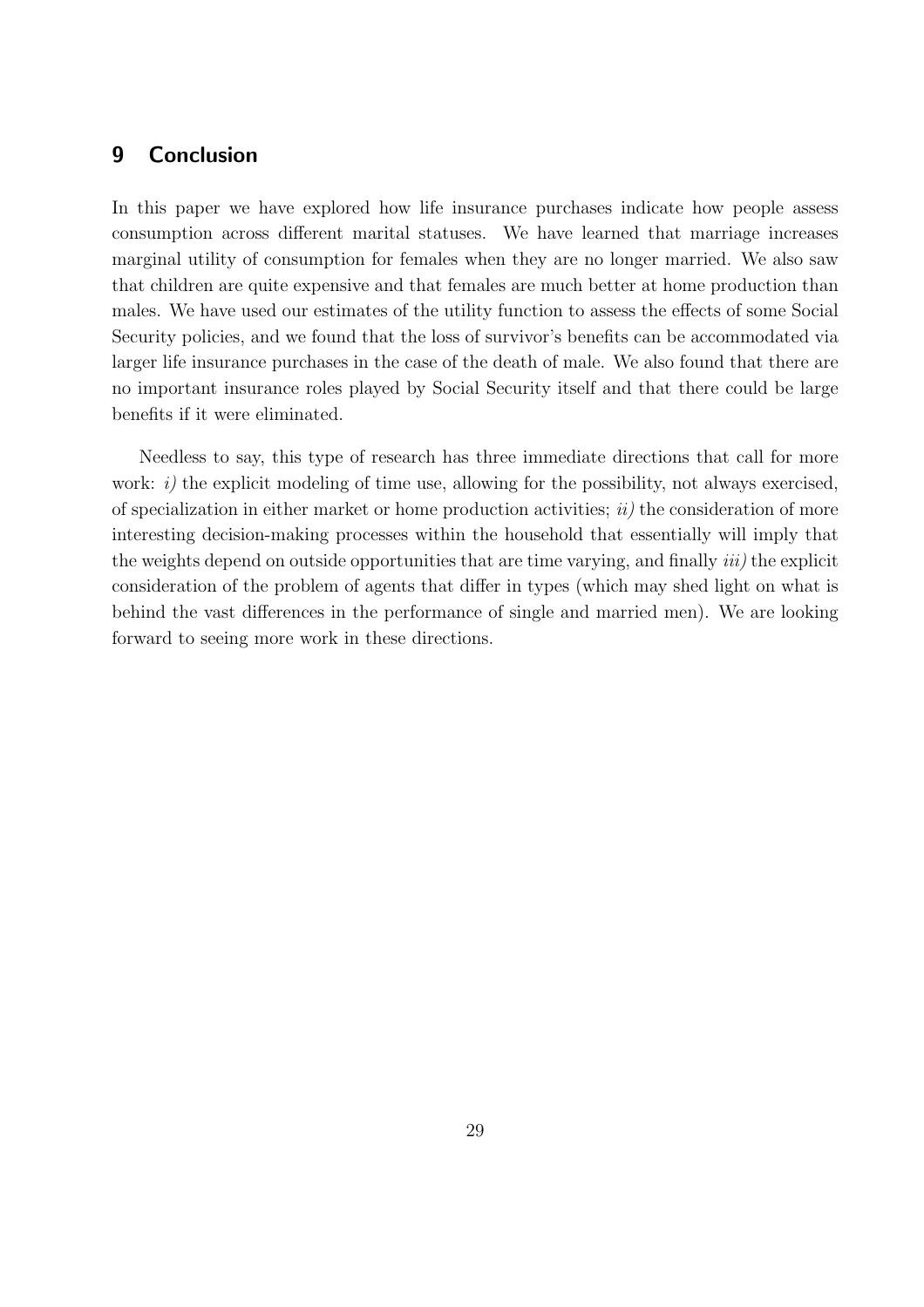## 9 Conclusion

In this paper we have explored how life insurance purchases indicate how people assess consumption across different marital statuses. We have learned that marriage increases marginal utility of consumption for females when they are no longer married. We also saw that children are quite expensive and that females are much better at home production than males. We have used our estimates of the utility function to assess the effects of some Social Security policies, and we found that the loss of survivor's benefits can be accommodated via larger life insurance purchases in the case of the death of male. We also found that there are no important insurance roles played by Social Security itself and that there could be large benefits if it were eliminated.

Needless to say, this type of research has three immediate directions that call for more work: *i)* the explicit modeling of time use, allowing for the possibility, not always exercised, of specialization in either market or home production activities; *ii)* the consideration of more interesting decision-making processes within the household that essentially will imply that the weights depend on outside opportunities that are time varying, and finally *iii)* the explicit consideration of the problem of agents that differ in types (which may shed light on what is behind the vast differences in the performance of single and married men). We are looking forward to seeing more work in these directions.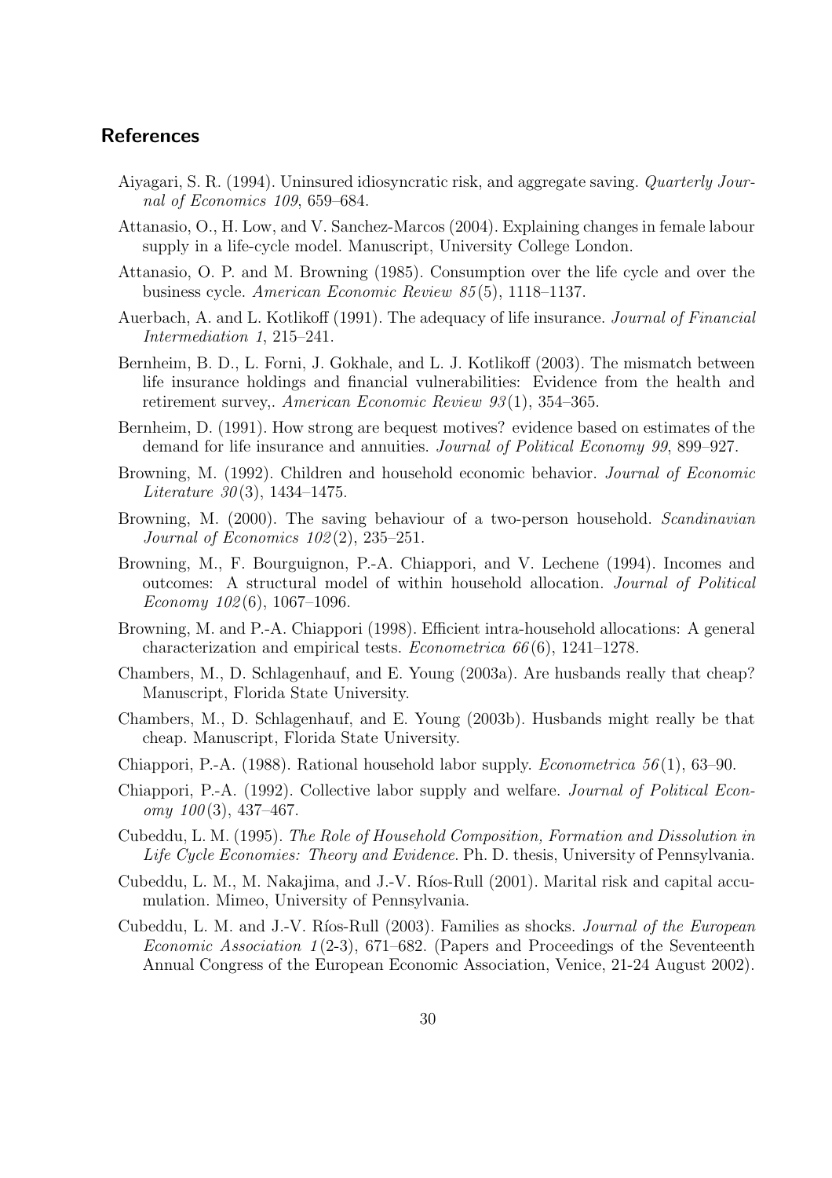## References

Aiyagari, S. R. (1994). Uninsured idiosyncratic risk, and aggregate saving. *Quarterly Journal of Economics 109*, 659–684.

Attanasio, O., H. Low, and V. Sanchez-Marcos (2004). Explaining changes in female labour supply in a life-cycle model. Manuscript, University College London.

Attanasio, O. P. and M. Browning (1985). Consumption over the life cycle and over the business cycle. *American Economic Review 85*(5), 1118–1137.

Auerbach, A. and L. Kotlikoff (1991). The adequacy of life insurance. *Journal of Financial Intermediation 1*, 215–241.

Bernheim, B. D., L. Forni, J. Gokhale, and L. J. Kotlikoff (2003). The mismatch between life insurance holdings and financial vulnerabilities: Evidence from the health and retirement survey,. *American Economic Review 93*(1), 354–365.

Bernheim, D. (1991). How strong are bequest motives? evidence based on estimates of the demand for life insurance and annuities. *Journal of Political Economy 99*, 899–927.

Browning, M. (1992). Children and household economic behavior. *Journal of Economic Literature 30*(3), 1434–1475.

Browning, M. (2000). The saving behaviour of a two-person household. *Scandinavian Journal of Economics 102*(2), 235–251.

Browning, M., F. Bourguignon, P.-A. Chiappori, and V. Lechene (1994). Incomes and outcomes: A structural model of within household allocation. *Journal of Political Economy 102*(6), 1067–1096.

Browning, M. and P.-A. Chiappori (1998). Efficient intra-household allocations: A general characterization and empirical tests. *Econometrica 66*(6), 1241–1278.

Chambers, M., D. Schlagenhauf, and E. Young (2003a). Are husbands really that cheap? Manuscript, Florida State University.

Chambers, M., D. Schlagenhauf, and E. Young (2003b). Husbands might really be that cheap. Manuscript, Florida State University.

Chiappori, P.-A. (1988). Rational household labor supply. *Econometrica 56*(1), 63–90.

Chiappori, P.-A. (1992). Collective labor supply and welfare. *Journal of Political Economy 100*(3), 437–467.

Cubeddu, L. M. (1995). *The Role of Household Composition, Formation and Dissolution in Life Cycle Economies: Theory and Evidence*. Ph. D. thesis, University of Pennsylvania.

Cubeddu, L. M., M. Nakajima, and J.-V. Ríos-Rull (2001). Marital risk and capital accumulation. Mimeo, University of Pennsylvania.

Cubeddu, L. M. and J.-V. Ríos-Rull (2003). Families as shocks. *Journal of the European Economic Association 1*(2-3), 671–682. (Papers and Proceedings of the Seventeenth Annual Congress of the European Economic Association, Venice, 21-24 August 2002).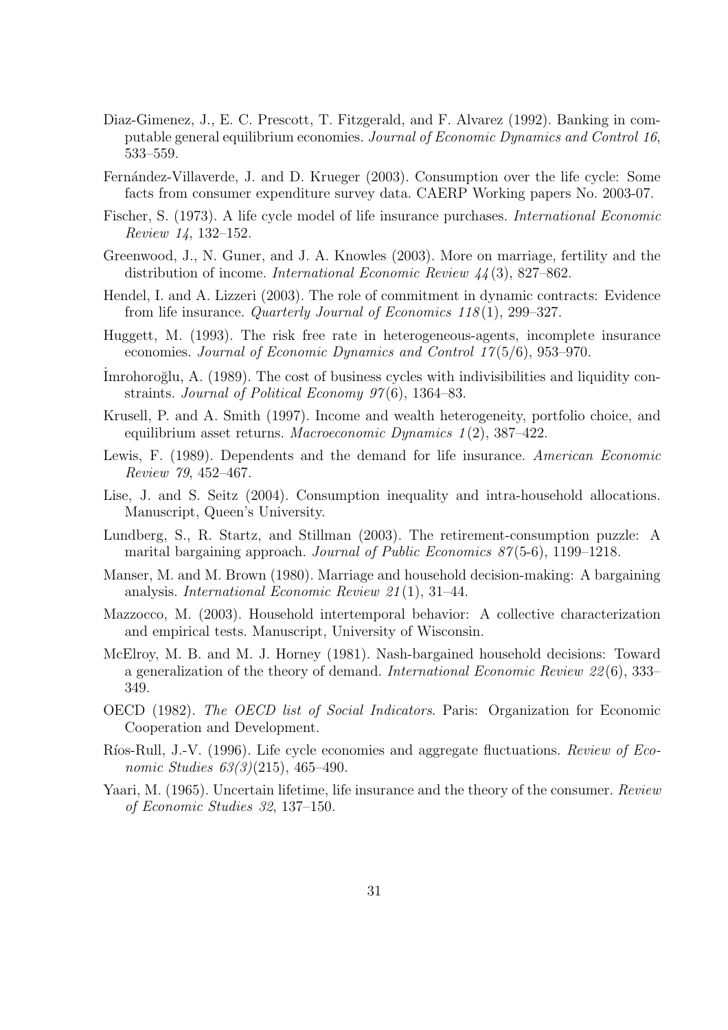Diaz-Gimenez, J., E. C. Prescott, T. Fitzgerald, and F. Alvarez (1992). Banking in computable general equilibrium economies. *Journal of Economic Dynamics and Control 16*, 533–559.

Fernández-Villaverde, J. and D. Krueger (2003). Consumption over the life cycle: Some facts from consumer expenditure survey data. CAERP Working papers No. 2003-07.

Fischer, S. (1973). A life cycle model of life insurance purchases. *International Economic Review 14*, 132–152.

Greenwood, J., N. Guner, and J. A. Knowles (2003). More on marriage, fertility and the distribution of income. *International Economic Review 44*(3), 827–862.

Hendel, I. and A. Lizzeri (2003). The role of commitment in dynamic contracts: Evidence from life insurance. *Quarterly Journal of Economics 118*(1), 299–327.

Huggett, M. (1993). The risk free rate in heterogeneous-agents, incomplete insurance economies. *Journal of Economic Dynamics and Control 17*(5/6), 953–970.

İmrohoroğlu, A. (1989). The cost of business cycles with indivisibilities and liquidity constraints. *Journal of Political Economy 97*(6), 1364–83.

Krusell, P. and A. Smith (1997). Income and wealth heterogeneity, portfolio choice, and equilibrium asset returns. *Macroeconomic Dynamics 1*(2), 387–422.

Lewis, F. (1989). Dependents and the demand for life insurance. *American Economic Review 79*, 452–467.

Lise, J. and S. Seitz (2004). Consumption inequality and intra-household allocations. Manuscript, Queen's University.

Lundberg, S., R. Startz, and Stillman (2003). The retirement-consumption puzzle: A marital bargaining approach. *Journal of Public Economics 87*(5-6), 1199–1218.

Manser, M. and M. Brown (1980). Marriage and household decision-making: A bargaining analysis. *International Economic Review 21*(1), 31–44.

Mazzocco, M. (2003). Household intertemporal behavior: A collective characterization and empirical tests. Manuscript, University of Wisconsin.

McElroy, M. B. and M. J. Horney (1981). Nash-bargained household decisions: Toward a generalization of the theory of demand. *International Economic Review 22*(6), 333–349.

OECD (1982). *The OECD list of Social Indicators*. Paris: Organization for Economic Cooperation and Development.

Ríos-Rull, J.-V. (1996). Life cycle economies and aggregate fluctuations. *Review of Economic Studies 63(3)*(215), 465–490.

Yaari, M. (1965). Uncertain lifetime, life insurance and the theory of the consumer. *Review of Economic Studies 32*, 137–150.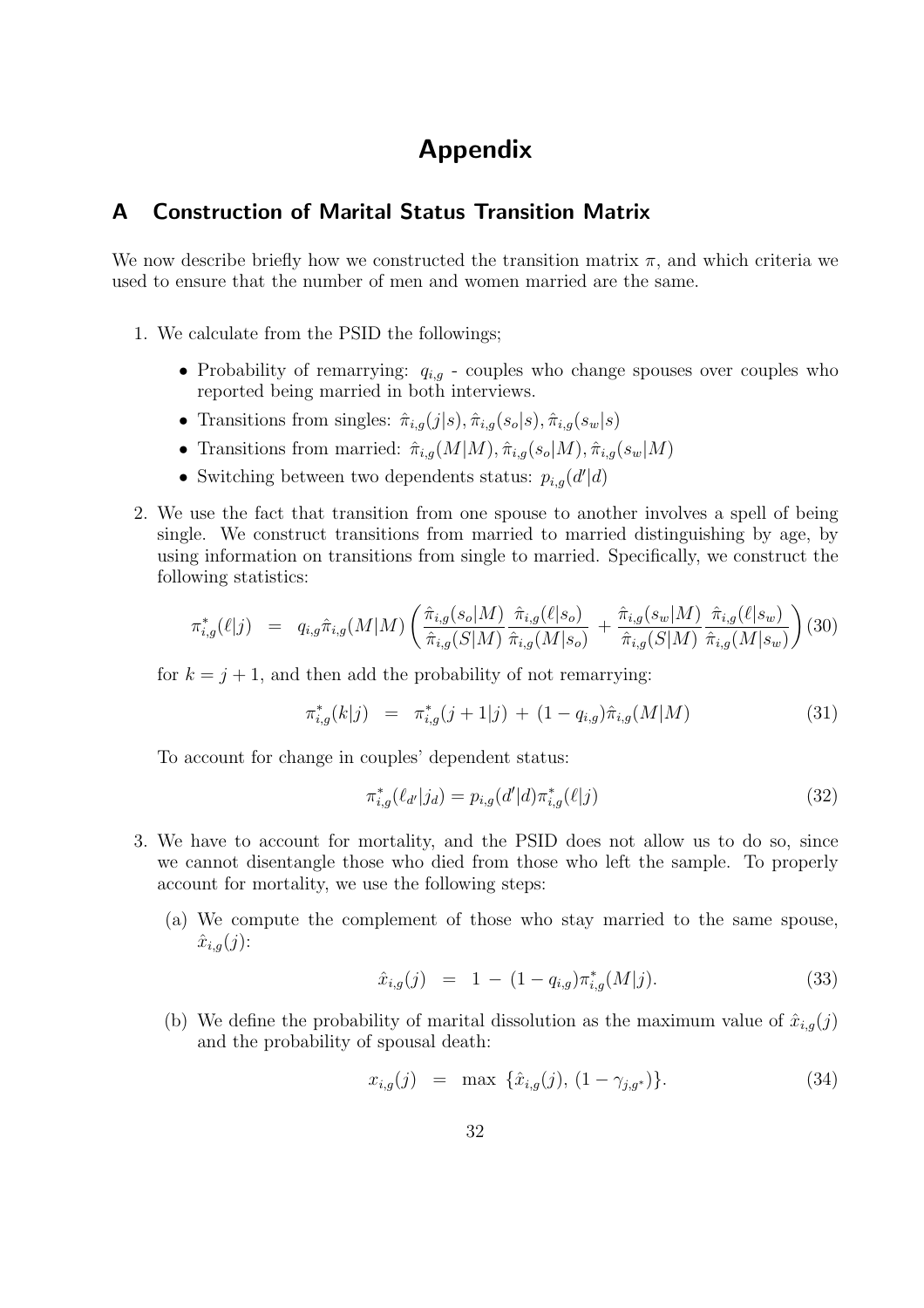# Appendix

## A Construction of Marital Status Transition Matrix

We now describe briefly how we constructed the transition matrix $\pi$, and which criteria we used to ensure that the number of men and women married are the same.

1. We calculate from the PSID the followings;

   - Probability of remarrying: $q_{i,g}$ - couples who change spouses over couples who reported being married in both interviews.
   - Transitions from singles: $\hat{\pi}_{i,g}(j|s), \hat{\pi}_{i,g}(s_o|s), \hat{\pi}_{i,g}(s_w|s)$
   - Transitions from married: $\hat{\pi}_{i,g}(M|M), \hat{\pi}_{i,g}(s_o|M), \hat{\pi}_{i,g}(s_w|M)$
   - Switching between two dependents status: $p_{i,g}(d'|d)$

2. We use the fact that transition from one spouse to another involves a spell of being single. We construct transitions from married to married distinguishing by age, by using information on transitions from single to married. Specifically, we construct the following statistics:

$$\pi^*_{i,g}(\ell|j) \;=\; q_{i,g}\hat{\pi}_{i,g}(M|M)\left(\frac{\hat{\pi}_{i,g}(s_o|M)}{\hat{\pi}_{i,g}(S|M)}\frac{\hat{\pi}_{i,g}(\ell|s_o)}{\hat{\pi}_{i,g}(M|s_o)} + \frac{\hat{\pi}_{i,g}(s_w|M)}{\hat{\pi}_{i,g}(S|M)}\frac{\hat{\pi}_{i,g}(\ell|s_w)}{\hat{\pi}_{i,g}(M|s_w)}\right) \tag{30}$$

   for $k = j + 1$, and then add the probability of not remarrying:

$$\pi^*_{i,g}(k|j) \;=\; \pi^*_{i,g}(j+1|j) \,+\, (1 - q_{i,g})\hat{\pi}_{i,g}(M|M) \tag{31}$$

   To account for change in couples' dependent status:

$$\pi^*_{i,g}(\ell_{d'}|j_d) = p_{i,g}(d'|d)\pi^*_{i,g}(\ell|j) \tag{32}$$

3. We have to account for mortality, and the PSID does not allow us to do so, since we cannot disentangle those who died from those who left the sample. To properly account for mortality, we use the following steps:

   (a) We compute the complement of those who stay married to the same spouse, $\hat{x}_{i,g}(j)$:

$$\hat{x}_{i,g}(j) \;=\; 1 \,-\, (1 - q_{i,g})\pi^*_{i,g}(M|j). \tag{33}$$

   (b) We define the probability of marital dissolution as the maximum value of $\hat{x}_{i,g}(j)$ and the probability of spousal death:

$$x_{i,g}(j) \;=\; \max\;\{\hat{x}_{i,g}(j),\, (1 - \gamma_{j,g^*})\}. \tag{34}$$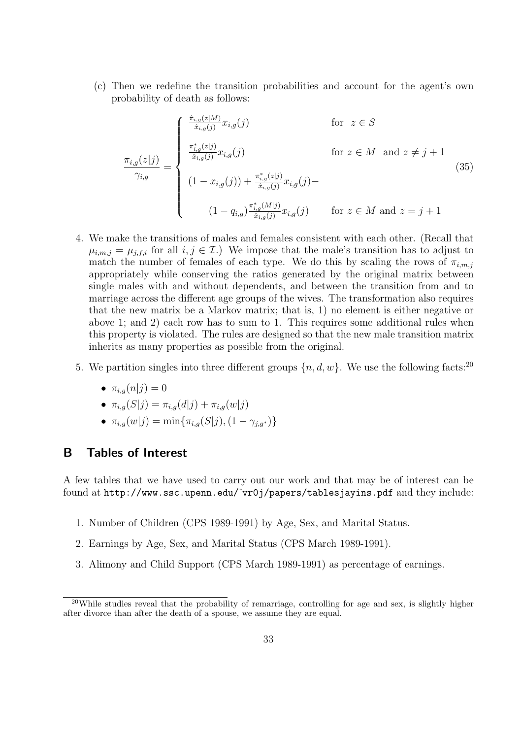(c) Then we redefine the transition probabilities and account for the agent's own probability of death as follows:

$$
\frac{\pi_{i,g}(z|j)}{\gamma_{i,g}} = \begin{cases} \frac{\hat{\pi}_{i,g}(z|M)}{\hat{x}_{i,g}(j)} x_{i,g}(j) & \text{for } \; z \in S \\ \frac{\pi^*_{i,g}(z|j)}{\hat{x}_{i,g}(j)} x_{i,g}(j) & \text{for } z \in M \;\; \text{and } z \neq j+1 \\ (1 - x_{i,g}(j)) + \frac{\pi^*_{i,g}(z|j)}{\hat{x}_{i,g}(j)} x_{i,g}(j) - & \\ \qquad (1 - q_{i,g}) \frac{\pi^*_{i,g}(M|j)}{\hat{x}_{i,g}(j)} x_{i,g}(j) & \text{for } z \in M \text{ and } z = j+1 \end{cases} \tag{35}
$$

4. We make the transitions of males and females consistent with each other. (Recall that $\mu_{i,m,j} = \mu_{j,f,i}$ for all $i, j \in \mathcal{I}$.) We impose that the male's transition has to adjust to match the number of females of each type. We do this by scaling the rows of $\pi_{i,m,j}$ appropriately while conserving the ratios generated by the original matrix between single males with and without dependents, and between the transition from and to marriage across the different age groups of the wives. The transformation also requires that the new matrix be a Markov matrix; that is, 1) no element is either negative or above 1; and 2) each row has to sum to 1. This requires some additional rules when this property is violated. The rules are designed so that the new male transition matrix inherits as many properties as possible from the original.

5. We partition singles into three different groups $\{n, d, w\}$. We use the following facts:[20]

   - $\pi_{i,g}(n|j) = 0$
   - $\pi_{i,g}(S|j) = \pi_{i,g}(d|j) + \pi_{i,g}(w|j)$
   - $\pi_{i,g}(w|j) = \min\{\pi_{i,g}(S|j), (1 - \gamma_{j,g^*})\}$

## B Tables of Interest

A few tables that we have used to carry out our work and that may be of interest can be found at http://www.ssc.upenn.edu/~vr0j/papers/tablesjayins.pdf and they include:

1. Number of Children (CPS 1989-1991) by Age, Sex, and Marital Status.
2. Earnings by Age, Sex, and Marital Status (CPS March 1989-1991).
3. Alimony and Child Support (CPS March 1989-1991) as percentage of earnings.

[20] While studies reveal that the probability of remarriage, controlling for age and sex, is slightly higher after divorce than after the death of a spouse, we assume they are equal.